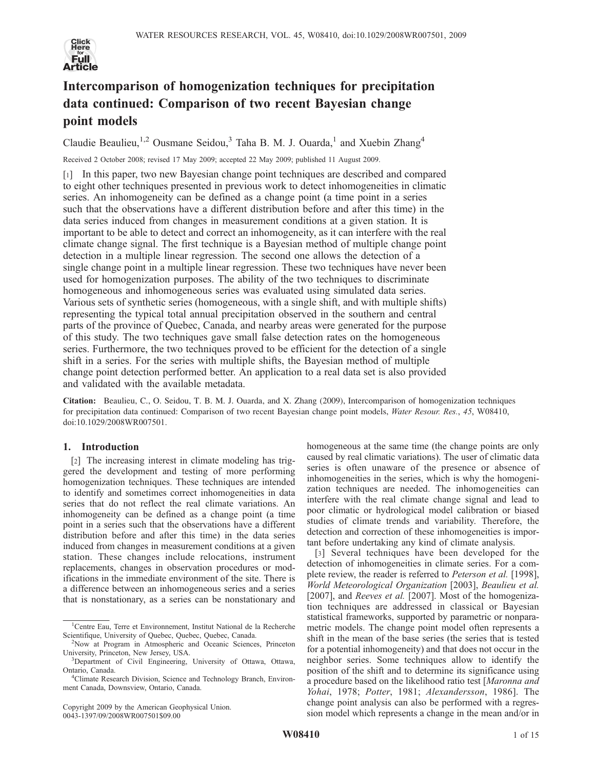# Intercomparison of homogenization techniques for precipitation data continued: Comparison of two recent Bayesian change point models

Claudie Beaulieu,[1,2] Ousmane Seidou,[3] Taha B. M. J. Ouarda,[1] and Xuebin Zhang[4]

Received 2 October 2008; revised 17 May 2009; accepted 22 May 2009; published 11 August 2009.

[1] In this paper, two new Bayesian change point techniques are described and compared to eight other techniques presented in previous work to detect inhomogeneities in climatic series. An inhomogeneity can be defined as a change point (a time point in a series such that the observations have a different distribution before and after this time) in the data series induced from changes in measurement conditions at a given station. It is important to be able to detect and correct an inhomogeneity, as it can interfere with the real climate change signal. The first technique is a Bayesian method of multiple change point detection in a multiple linear regression. The second one allows the detection of a single change point in a multiple linear regression. These two techniques have never been used for homogenization purposes. The ability of the two techniques to discriminate homogeneous and inhomogeneous series was evaluated using simulated data series. Various sets of synthetic series (homogeneous, with a single shift, and with multiple shifts) representing the typical total annual precipitation observed in the southern and central parts of the province of Quebec, Canada, and nearby areas were generated for the purpose of this study. The two techniques gave small false detection rates on the homogeneous series. Furthermore, the two techniques proved to be efficient for the detection of a single shift in a series. For the series with multiple shifts, the Bayesian method of multiple change point detection performed better. An application to a real data set is also provided and validated with the available metadata.

**Citation:** Beaulieu, C., O. Seidou, T. B. M. J. Ouarda, and X. Zhang (2009), Intercomparison of homogenization techniques for precipitation data continued: Comparison of two recent Bayesian change point models, *Water Resour. Res.*, *45*, W08410, doi:10.1029/2008WR007501.

## 1. Introduction

[2] The increasing interest in climate modeling has triggered the development and testing of more performing homogenization techniques. These techniques are intended to identify and sometimes correct inhomogeneities in data series that do not reflect the real climate variations. An inhomogeneity can be defined as a change point (a time point in a series such that the observations have a different distribution before and after this time) in the data series induced from changes in measurement conditions at a given station. These changes include relocations, instrument replacements, changes in observation procedures or modifications in the immediate environment of the site. There is a difference between an inhomogeneous series and a series that is nonstationary, as a series can be nonstationary and homogeneous at the same time (the change points are only caused by real climatic variations). The user of climatic data series is often unaware of the presence or absence of inhomogeneities in the series, which is why the homogenization techniques are needed. The inhomogeneities can interfere with the real climate change signal and lead to poor climatic or hydrological model calibration or biased studies of climate trends and variability. Therefore, the detection and correction of these inhomogeneities is important before undertaking any kind of climate analysis.

[3] Several techniques have been developed for the detection of inhomogeneities in climate series. For a complete review, the reader is referred to *Peterson et al.* [1998], *World Meteorological Organization* [2003], *Beaulieu et al.* [2007], and *Reeves et al.* [2007]. Most of the homogenization techniques are addressed in classical or Bayesian statistical frameworks, supported by parametric or nonparametric models. The change point model often represents a shift in the mean of the base series (the series that is tested for a potential inhomogeneity) and that does not occur in the neighbor series. Some techniques allow to identify the position of the shift and to determine its significance using a procedure based on the likelihood ratio test [*Maronna and Yohai*, 1978; *Potter*, 1981; *Alexandersson*, 1986]. The change point analysis can also be performed with a regression model which represents a change in the mean and/or in

---

[1] Centre Eau, Terre et Environnement, Institut National de la Recherche Scientifique, University of Quebec, Quebec, Quebec, Canada.

[2] Now at Program in Atmospheric and Oceanic Sciences, Princeton University, Princeton, New Jersey, USA.

[3] Department of Civil Engineering, University of Ottawa, Ottawa, Ontario, Canada.

[4] Climate Research Division, Science and Technology Branch, Environment Canada, Downsview, Ontario, Canada.

Copyright 2009 by the American Geophysical Union.
0043-1397/09/2008WR007501$09.00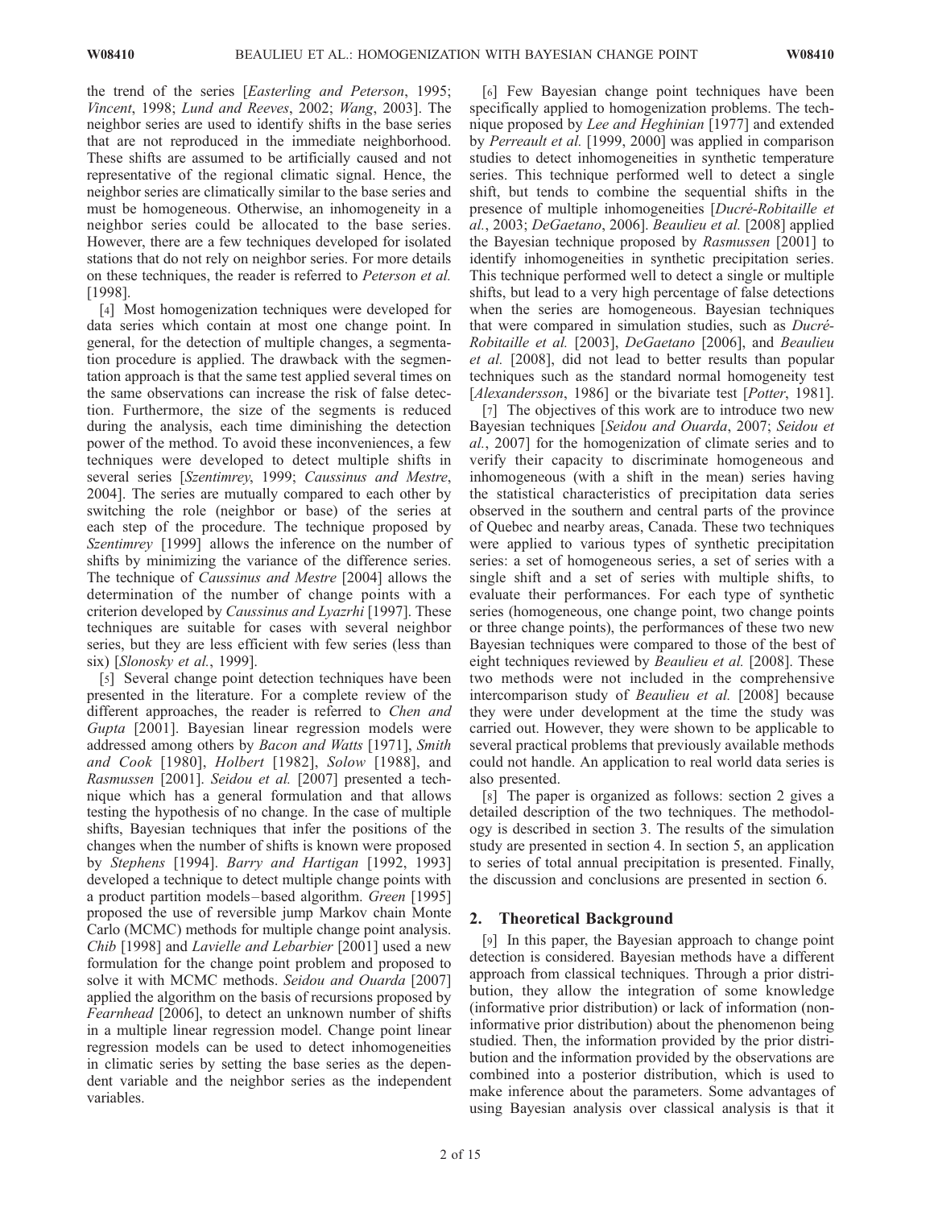the trend of the series [*Easterling and Peterson*, 1995; *Vincent*, 1998; *Lund and Reeves*, 2002; *Wang*, 2003]. The neighbor series are used to identify shifts in the base series that are not reproduced in the immediate neighborhood. These shifts are assumed to be artificially caused and not representative of the regional climatic signal. Hence, the neighbor series are climatically similar to the base series and must be homogeneous. Otherwise, an inhomogeneity in a neighbor series could be allocated to the base series. However, there are a few techniques developed for isolated stations that do not rely on neighbor series. For more details on these techniques, the reader is referred to *Peterson et al.* [1998].

[4] Most homogenization techniques were developed for data series which contain at most one change point. In general, for the detection of multiple changes, a segmentation procedure is applied. The drawback with the segmentation approach is that the same test applied several times on the same observations can increase the risk of false detection. Furthermore, the size of the segments is reduced during the analysis, each time diminishing the detection power of the method. To avoid these inconveniences, a few techniques were developed to detect multiple shifts in several series [*Szentimrey*, 1999; *Caussinus and Mestre*, 2004]. The series are mutually compared to each other by switching the role (neighbor or base) of the series at each step of the procedure. The technique proposed by *Szentimrey* [1999] allows the inference on the number of shifts by minimizing the variance of the difference series. The technique of *Caussinus and Mestre* [2004] allows the determination of the number of change points with a criterion developed by *Caussinus and Lyazrhi* [1997]. These techniques are suitable for cases with several neighbor series, but they are less efficient with few series (less than six) [*Slonosky et al.*, 1999].

[5] Several change point detection techniques have been presented in the literature. For a complete review of the different approaches, the reader is referred to *Chen and Gupta* [2001]. Bayesian linear regression models were addressed among others by *Bacon and Watts* [1971], *Smith and Cook* [1980], *Holbert* [1982], *Solow* [1988], and *Rasmussen* [2001]. *Seidou et al.* [2007] presented a technique which has a general formulation and that allows testing the hypothesis of no change. In the case of multiple shifts, Bayesian techniques that infer the positions of the changes when the number of shifts is known were proposed by *Stephens* [1994]. *Barry and Hartigan* [1992, 1993] developed a technique to detect multiple change points with a product partition models–based algorithm. *Green* [1995] proposed the use of reversible jump Markov chain Monte Carlo (MCMC) methods for multiple change point analysis. *Chib* [1998] and *Lavielle and Lebarbier* [2001] used a new formulation for the change point problem and proposed to solve it with MCMC methods. *Seidou and Ouarda* [2007] applied the algorithm on the basis of recursions proposed by *Fearnhead* [2006], to detect an unknown number of shifts in a multiple linear regression model. Change point linear regression models can be used to detect inhomogeneities in climatic series by setting the base series as the dependent variable and the neighbor series as the independent variables.

[6] Few Bayesian change point techniques have been specifically applied to homogenization problems. The technique proposed by *Lee and Heghinian* [1977] and extended by *Perreault et al.* [1999, 2000] was applied in comparison studies to detect inhomogeneities in synthetic temperature series. This technique performed well to detect a single shift, but tends to combine the sequential shifts in the presence of multiple inhomogeneities [*Ducré-Robitaille et al.*, 2003; *DeGaetano*, 2006]. *Beaulieu et al.* [2008] applied the Bayesian technique proposed by *Rasmussen* [2001] to identify inhomogeneities in synthetic precipitation series. This technique performed well to detect a single or multiple shifts, but lead to a very high percentage of false detections when the series are homogeneous. Bayesian techniques that were compared in simulation studies, such as *Ducré-Robitaille et al.* [2003], *DeGaetano* [2006], and *Beaulieu et al.* [2008], did not lead to better results than popular techniques such as the standard normal homogeneity test [*Alexandersson*, 1986] or the bivariate test [*Potter*, 1981].

[7] The objectives of this work are to introduce two new Bayesian techniques [*Seidou and Ouarda*, 2007; *Seidou et al.*, 2007] for the homogenization of climate series and to verify their capacity to discriminate homogeneous and inhomogeneous (with a shift in the mean) series having the statistical characteristics of precipitation data series observed in the southern and central parts of the province of Quebec and nearby areas, Canada. These two techniques were applied to various types of synthetic precipitation series: a set of homogeneous series, a set of series with a single shift and a set of series with multiple shifts, to evaluate their performances. For each type of synthetic series (homogeneous, one change point, two change points or three change points), the performances of these two new Bayesian techniques were compared to those of the best of eight techniques reviewed by *Beaulieu et al.* [2008]. These two methods were not included in the comprehensive intercomparison study of *Beaulieu et al.* [2008] because they were under development at the time the study was carried out. However, they were shown to be applicable to several practical problems that previously available methods could not handle. An application to real world data series is also presented.

[8] The paper is organized as follows: section 2 gives a detailed description of the two techniques. The methodology is described in section 3. The results of the simulation study are presented in section 4. In section 5, an application to series of total annual precipitation is presented. Finally, the discussion and conclusions are presented in section 6.

## 2. Theoretical Background

[9] In this paper, the Bayesian approach to change point detection is considered. Bayesian methods have a different approach from classical techniques. Through a prior distribution, they allow the integration of some knowledge (informative prior distribution) or lack of information (noninformative prior distribution) about the phenomenon being studied. Then, the information provided by the prior distribution and the information provided by the observations are combined into a posterior distribution, which is used to make inference about the parameters. Some advantages of using Bayesian analysis over classical analysis is that it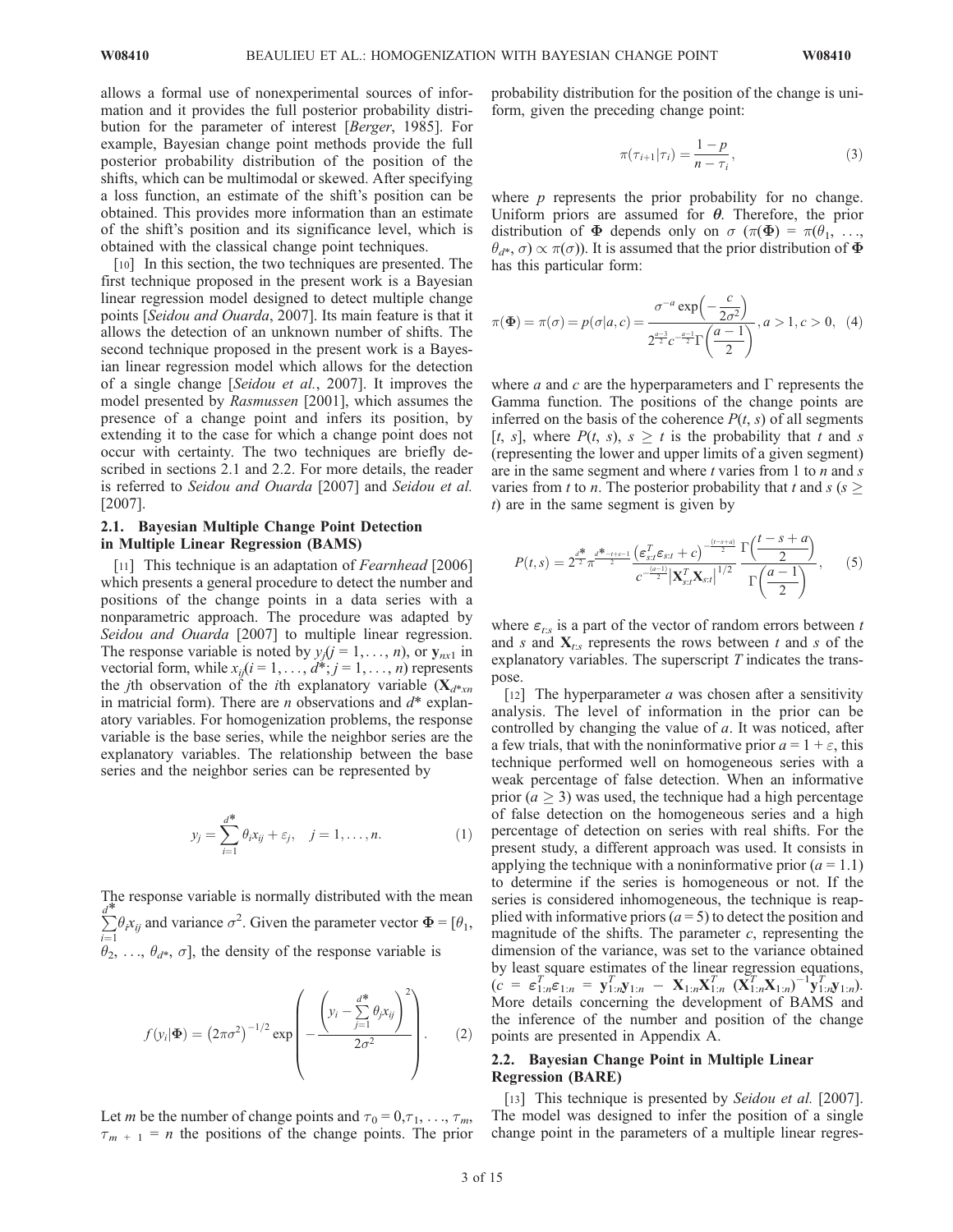allows a formal use of nonexperimental sources of information and it provides the full posterior probability distribution for the parameter of interest [*Berger*, 1985]. For example, Bayesian change point methods provide the full posterior probability distribution of the position of the shifts, which can be multimodal or skewed. After specifying a loss function, an estimate of the shift's position can be obtained. This provides more information than an estimate of the shift's position and its significance level, which is obtained with the classical change point techniques.

[10] In this section, the two techniques are presented. The first technique proposed in the present work is a Bayesian linear regression model designed to detect multiple change points [*Seidou and Ouarda*, 2007]. Its main feature is that it allows the detection of an unknown number of shifts. The second technique proposed in the present work is a Bayesian linear regression model which allows for the detection of a single change [*Seidou et al.*, 2007]. It improves the model presented by *Rasmussen* [2001], which assumes the presence of a change point and infers its position, by extending it to the case for which a change point does not occur with certainty. The two techniques are briefly described in sections 2.1 and 2.2. For more details, the reader is referred to *Seidou and Ouarda* [2007] and *Seidou et al.* [2007].

## 2.1. Bayesian Multiple Change Point Detection in Multiple Linear Regression (BAMS)

[11] This technique is an adaptation of *Fearnhead* [2006] which presents a general procedure to detect the number and positions of the change points in a data series with a nonparametric approach. The procedure was adapted by *Seidou and Ouarda* [2007] to multiple linear regression. The response variable is noted by $y_j (j = 1, \ldots, n)$, or $\mathbf{y}_{nx1}$ in vectorial form, while $x_{ij} (i = 1, \ldots, d^*; j = 1, \ldots, n)$ represents the $j$th observation of the $i$th explanatory variable ($\mathbf{X}_{d^*xn}$ in matricial form). There are $n$ observations and $d^*$ explanatory variables. For homogenization problems, the response variable is the base series, while the neighbor series are the explanatory variables. The relationship between the base series and the neighbor series can be represented by

$$y_j = \sum_{i=1}^{d^*} \theta_i x_{ij} + \varepsilon_j, \quad j = 1, \ldots, n. \tag{1}$$

The response variable is normally distributed with the mean $\sum_{i=1}^{d^*} \theta_i x_{ij}$ and variance $\sigma^2$. Given the parameter vector $\mathbf{\Phi} = [\theta_1, \theta_2, \ldots, \theta_{d^*}, \sigma]$, the density of the response variable is

$$f(y_i|\mathbf{\Phi}) = \left(2\pi\sigma^2\right)^{-1/2} \exp\left(-\frac{\left(y_i - \sum_{j=1}^{d^*} \theta_j x_{ij}\right)^2}{2\sigma^2}\right). \tag{2}$$

Let $m$ be the number of change points and $\tau_0 = 0, \tau_1, \ldots, \tau_m, \tau_{m+1} = n$ the positions of the change points. The prior probability distribution for the position of the change is uniform, given the preceding change point:

$$\pi(\tau_{i+1}|\tau_i) = \frac{1-p}{n-\tau_i}, \tag{3}$$

where $p$ represents the prior probability for no change. Uniform priors are assumed for $\boldsymbol{\theta}$. Therefore, the prior distribution of $\mathbf{\Phi}$ depends only on $\sigma$ ($\pi(\mathbf{\Phi}) = \pi(\theta_1, \ldots, \theta_{d^*}, \sigma) \propto \pi(\sigma)$). It is assumed that the prior distribution of $\mathbf{\Phi}$ has this particular form:

$$\pi(\mathbf{\Phi}) = \pi(\sigma) = p(\sigma|a,c) = \frac{\sigma^{-a} \exp\left(-\frac{c}{2\sigma^2}\right)}{2^{\frac{a-3}{2}} c^{-\frac{a-1}{2}} \Gamma\left(\frac{a-1}{2}\right)}, a > 1, c > 0, \tag{4}$$

where $a$ and $c$ are the hyperparameters and $\Gamma$ represents the Gamma function. The positions of the change points are inferred on the basis of the coherence $P(t, s)$ of all segments $[t, s]$, where $P(t, s)$, $s \geq t$ is the probability that $t$ and $s$ (representing the lower and upper limits of a given segment) are in the same segment and where $t$ varies from 1 to $n$ and $s$ varies from $t$ to $n$. The posterior probability that $t$ and $s$ ($s \geq t$) are in the same segment is given by

$$P(t,s) = 2^{\frac{d^*}{2}} \pi^{\frac{d^*-t+s-1}{2}} \frac{\left(\varepsilon_{s:t}^T \varepsilon_{s:t} + c\right)^{-\frac{(t-s+a)}{2}}}{c^{-\frac{(a-1)}{2}} \left|\mathbf{X}_{s:t}^T \mathbf{X}_{s:t}\right|^{1/2}} \frac{\Gamma\left(\frac{t-s+a}{2}\right)}{\Gamma\left(\frac{a-1}{2}\right)}, \tag{5}$$

where $\varepsilon_{t:s}$ is a part of the vector of random errors between $t$ and $s$ and $\mathbf{X}_{t:s}$ represents the rows between $t$ and $s$ of the explanatory variables. The superscript $T$ indicates the transpose.

[12] The hyperparameter $a$ was chosen after a sensitivity analysis. The level of information in the prior can be controlled by changing the value of $a$. It was noticed, after a few trials, that with the noninformative prior $a = 1 + \varepsilon$, this technique performed well on homogeneous series with a weak percentage of false detection. When an informative prior ($a \geq 3$) was used, the technique had a high percentage of false detection on the homogeneous series and a high percentage of detection on series with real shifts. For the present study, a different approach was used. It consists in applying the technique with a noninformative prior ($a = 1.1$) to determine if the series is homogeneous or not. If the series is considered inhomogeneous, the technique is reapplied with informative priors ($a = 5$) to detect the position and magnitude of the shifts. The parameter $c$, representing the dimension of the variance, was set to the variance obtained by least square estimates of the linear regression equations, ($c = \varepsilon_{1:n}^T \varepsilon_{1:n} = \mathbf{y}_{1:n}^T \mathbf{y}_{1:n} - \mathbf{X}_{1:n} \mathbf{X}_{1:n}^T (\mathbf{X}_{1:n}^T \mathbf{X}_{1:n})^{-1} \mathbf{y}_{1:n}^T \mathbf{y}_{1:n}$). More details concerning the development of BAMS and the inference of the number and position of the change points are presented in Appendix A.

## 2.2. Bayesian Change Point in Multiple Linear Regression (BARE)

[13] This technique is presented by *Seidou et al.* [2007]. The model was designed to infer the position of a single change point in the parameters of a multiple linear regres-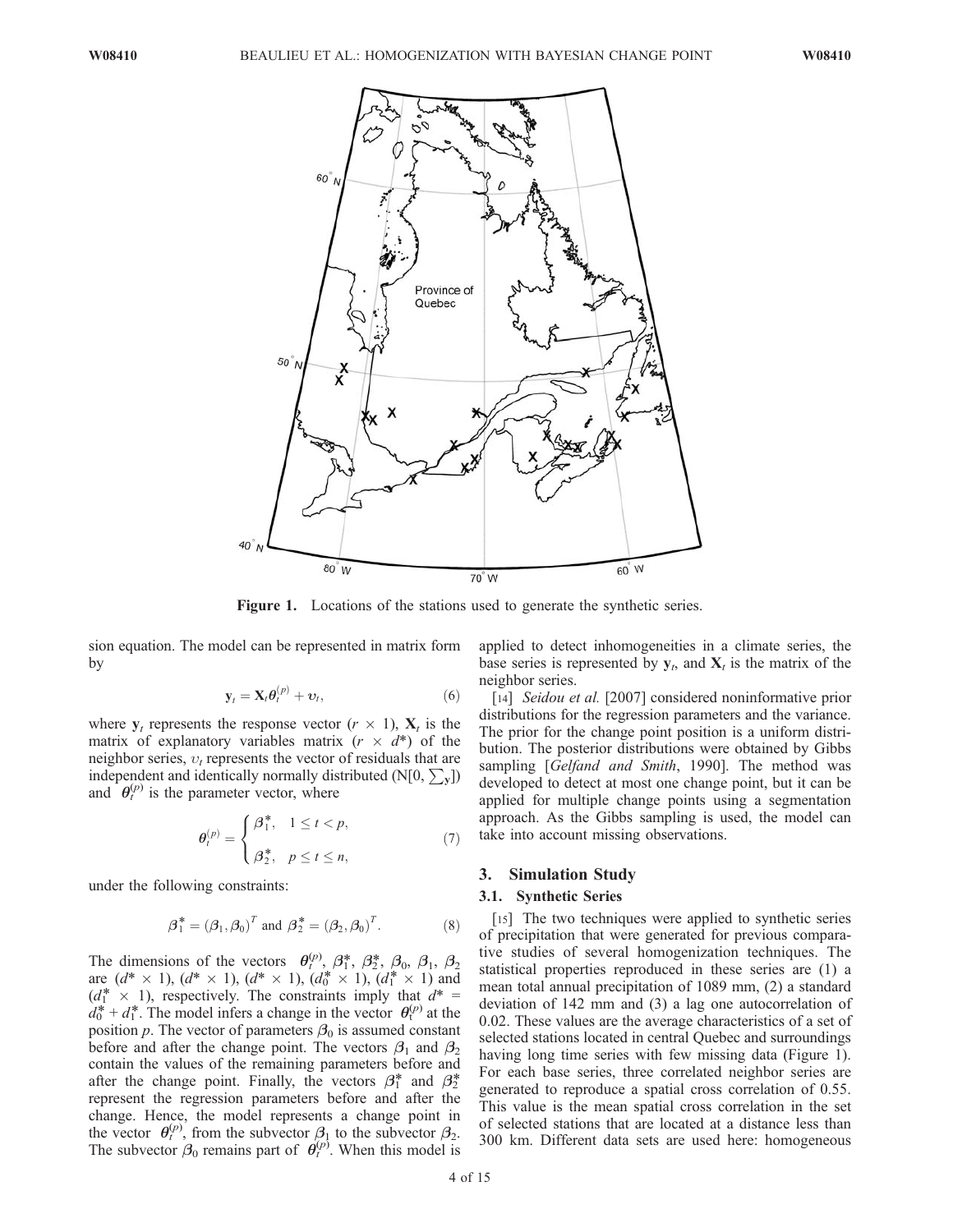Figure 1. Locations of the stations used to generate the synthetic series.

sion equation. The model can be represented in matrix form by

$$\mathbf{y}_t = \mathbf{X}_t \boldsymbol{\theta}_t^{(p)} + \upsilon_t, \tag{6}$$

where $\mathbf{y}_t$ represents the response vector ($r \times 1$), $\mathbf{X}_t$ is the matrix of explanatory variables matrix ($r \times d^*$) of the neighbor series, $\upsilon_t$ represents the vector of residuals that are independent and identically normally distributed (N[0, $\sum_\mathbf{y}$]) and $\boldsymbol{\theta}_t^{(p)}$ is the parameter vector, where

$$\boldsymbol{\theta}_t^{(p)} = \begin{cases} \boldsymbol{\beta}_1^*, & 1 \leq t < p, \\ \boldsymbol{\beta}_2^*, & p \leq t \leq n, \end{cases} \tag{7}$$

under the following constraints:

$$\boldsymbol{\beta}_1^* = (\boldsymbol{\beta}_1, \boldsymbol{\beta}_0)^T \text{ and } \boldsymbol{\beta}_2^* = (\boldsymbol{\beta}_2, \boldsymbol{\beta}_0)^T. \tag{8}$$

The dimensions of the vectors $\boldsymbol{\theta}_t^{(p)}$, $\boldsymbol{\beta}_1^*$, $\boldsymbol{\beta}_2^*$, $\boldsymbol{\beta}_0$, $\boldsymbol{\beta}_1$, $\boldsymbol{\beta}_2$ are ($d^* \times 1$), ($d^* \times 1$), ($d^* \times 1$), ($d_0^* \times 1$), ($d_1^* \times 1$) and ($d_1^* \times 1$), respectively. The constraints imply that $d^* = d_0^* + d_1^*$. The model infers a change in the vector $\boldsymbol{\theta}_t^{(p)}$ at the position $p$. The vector of parameters $\boldsymbol{\beta}_0$ is assumed constant before and after the change point. The vectors $\boldsymbol{\beta}_1$ and $\boldsymbol{\beta}_2$ contain the values of the remaining parameters before and after the change point. Finally, the vectors $\boldsymbol{\beta}_1^*$ and $\boldsymbol{\beta}_2^*$ represent the regression parameters before and after the change. Hence, the model represents a change point in the vector $\boldsymbol{\theta}_t^{(p)}$, from the subvector $\boldsymbol{\beta}_1$ to the subvector $\boldsymbol{\beta}_2$. The subvector $\boldsymbol{\beta}_0$ remains part of $\boldsymbol{\theta}_t^{(p)}$. When this model is applied to detect inhomogeneities in a climate series, the base series is represented by $\mathbf{y}_t$, and $\mathbf{X}_t$ is the matrix of the neighbor series.

[14] *Seidou et al.* [2007] considered noninformative prior distributions for the regression parameters and the variance. The prior for the change point position is a uniform distribution. The posterior distributions were obtained by Gibbs sampling [*Gelfand and Smith*, 1990]. The method was developed to detect at most one change point, but it can be applied for multiple change points using a segmentation approach. As the Gibbs sampling is used, the model can take into account missing observations.

## 3. Simulation Study

### 3.1. Synthetic Series

[15] The two techniques were applied to synthetic series of precipitation that were generated for previous comparative studies of several homogenization techniques. The statistical properties reproduced in these series are (1) a mean total annual precipitation of 1089 mm, (2) a standard deviation of 142 mm and (3) a lag one autocorrelation of 0.02. These values are the average characteristics of a set of selected stations located in central Quebec and surroundings having long time series with few missing data (Figure 1). For each base series, three correlated neighbor series are generated to reproduce a spatial cross correlation of 0.55. This value is the mean spatial cross correlation in the set of selected stations that are located at a distance less than 300 km. Different data sets are used here: homogeneous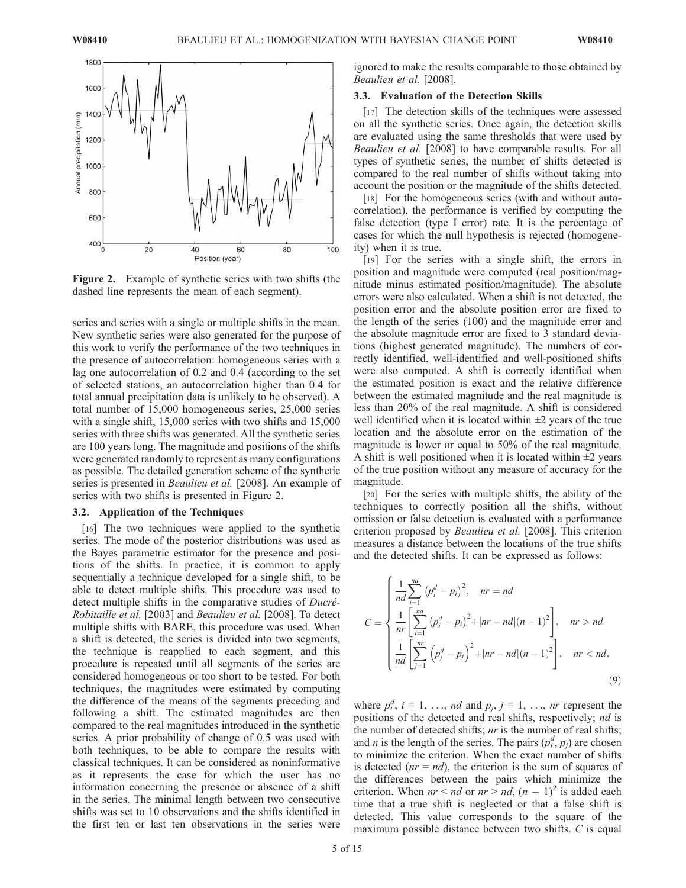Figure 2. Example of synthetic series with two shifts (the dashed line represents the mean of each segment).

series and series with a single or multiple shifts in the mean. New synthetic series were also generated for the purpose of this work to verify the performance of the two techniques in the presence of autocorrelation: homogeneous series with a lag one autocorrelation of 0.2 and 0.4 (according to the set of selected stations, an autocorrelation higher than 0.4 for total annual precipitation data is unlikely to be observed). A total number of 15,000 homogeneous series, 25,000 series with a single shift, 15,000 series with two shifts and 15,000 series with three shifts was generated. All the synthetic series are 100 years long. The magnitude and positions of the shifts were generated randomly to represent as many configurations as possible. The detailed generation scheme of the synthetic series is presented in *Beaulieu et al.* [2008]. An example of series with two shifts is presented in Figure 2.

### 3.2. Application of the Techniques

[16] The two techniques were applied to the synthetic series. The mode of the posterior distributions was used as the Bayes parametric estimator for the presence and positions of the shifts. In practice, it is common to apply sequentially a technique developed for a single shift, to be able to detect multiple shifts. This procedure was used to detect multiple shifts in the comparative studies of *Ducré-Robitaille et al.* [2003] and *Beaulieu et al.* [2008]. To detect multiple shifts with BARE, this procedure was used. When a shift is detected, the series is divided into two segments, the technique is reapplied to each segment, and this procedure is repeated until all segments of the series are considered homogeneous or too short to be tested. For both techniques, the magnitudes were estimated by computing the difference of the means of the segments preceding and following a shift. The estimated magnitudes are then compared to the real magnitudes introduced in the synthetic series. A prior probability of change of 0.5 was used with both techniques, to be able to compare the results with classical techniques. It can be considered as noninformative as it represents the case for which the user has no information concerning the presence or absence of a shift in the series. The minimal length between two consecutive shifts was set to 10 observations and the shifts identified in the first ten or last ten observations in the series were ignored to make the results comparable to those obtained by *Beaulieu et al.* [2008].

### 3.3. Evaluation of the Detection Skills

[17] The detection skills of the techniques were assessed on all the synthetic series. Once again, the detection skills are evaluated using the same thresholds that were used by *Beaulieu et al.* [2008] to have comparable results. For all types of synthetic series, the number of shifts detected is compared to the real number of shifts without taking into account the position or the magnitude of the shifts detected.

[18] For the homogeneous series (with and without autocorrelation), the performance is verified by computing the false detection (type I error) rate. It is the percentage of cases for which the null hypothesis is rejected (homogeneity) when it is true.

[19] For the series with a single shift, the errors in position and magnitude were computed (real position/magnitude minus estimated position/magnitude). The absolute errors were also calculated. When a shift is not detected, the position error and the absolute position error are fixed to the length of the series (100) and the magnitude error and the absolute magnitude error are fixed to 3 standard deviations (highest generated magnitude). The numbers of correctly identified, well-identified and well-positioned shifts were also computed. A shift is correctly identified when the estimated position is exact and the relative difference between the estimated magnitude and the real magnitude is less than 20% of the real magnitude. A shift is considered well identified when it is located within ±2 years of the true location and the absolute error on the estimation of the magnitude is lower or equal to 50% of the real magnitude. A shift is well positioned when it is located within ±2 years of the true position without any measure of accuracy for the magnitude.

[20] For the series with multiple shifts, the ability of the techniques to correctly position all the shifts, without omission or false detection is evaluated with a performance criterion proposed by *Beaulieu et al.* [2008]. This criterion measures a distance between the locations of the true shifts and the detected shifts. It can be expressed as follows:

$$
C = \begin{cases} \dfrac{1}{nd}\displaystyle\sum_{i=1}^{nd}\left(p_i^d - p_i\right)^2, & nr = nd \\ \dfrac{1}{nr}\left[\displaystyle\sum_{i=1}^{nd}\left(p_i^d - p_i\right)^2 + |nr - nd|(n-1)^2\right], & nr > nd \\ \dfrac{1}{nd}\left[\displaystyle\sum_{j=1}^{nr}\left(p_j^d - p_j\right)^2 + |nr - nd|(n-1)^2\right], & nr < nd, \end{cases} \quad (9)
$$

where $p_i^d$, $i = 1, \ldots, nd$ and $p_j$, $j = 1, \ldots, nr$ represent the positions of the detected and real shifts, respectively; $nd$ is the number of detected shifts; $nr$ is the number of real shifts; and $n$ is the length of the series. The pairs $(p_i^d, p_j)$ are chosen to minimize the criterion. When the exact number of shifts is detected ($nr = nd$), the criterion is the sum of squares of the differences between the pairs which minimize the criterion. When $nr < nd$ or $nr > nd$, $(n-1)^2$ is added each time that a true shift is neglected or that a false shift is detected. This value corresponds to the square of the maximum possible distance between two shifts. $C$ is equal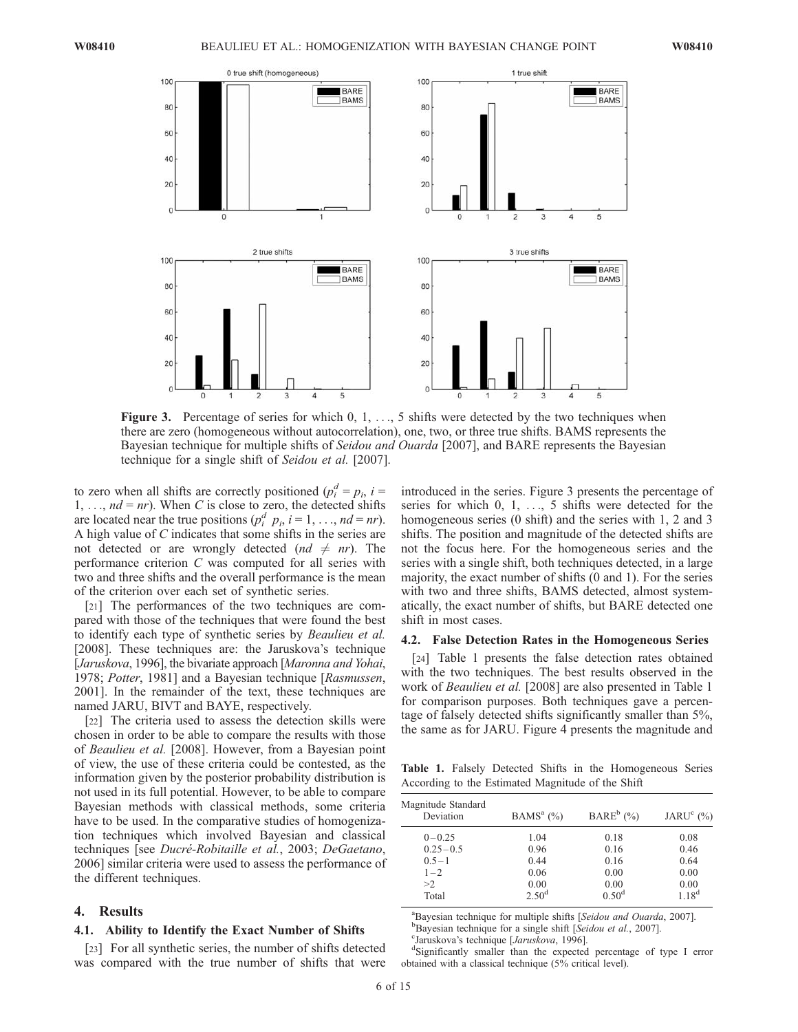Figure 3. Percentage of series for which 0, 1, ..., 5 shifts were detected by the two techniques when there are zero (homogeneous without autocorrelation), one, two, or three true shifts. BAMS represents the Bayesian technique for multiple shifts of *Seidou and Ouarda* [2007], and BARE represents the Bayesian technique for a single shift of *Seidou et al.* [2007].

to zero when all shifts are correctly positioned ($p_i^d = p_i$, $i = 1, \ldots, nd = nr$). When $C$ is close to zero, the detected shifts are located near the true positions ($p_i^d \approx p_i$, $i = 1, \ldots, nd = nr$). A high value of $C$ indicates that some shifts in the series are not detected or are wrongly detected ($nd \neq nr$). The performance criterion $C$ was computed for all series with two and three shifts and the overall performance is the mean of the criterion over each set of synthetic series.

[21] The performances of the two techniques are compared with those of the techniques that were found the best to identify each type of synthetic series by *Beaulieu et al.* [2008]. These techniques are: the Jaruskova's technique [*Jaruskova*, 1996], the bivariate approach [*Maronna and Yohai*, 1978; *Potter*, 1981] and a Bayesian technique [*Rasmussen*, 2001]. In the remainder of the text, these techniques are named JARU, BIVT and BAYE, respectively.

[22] The criteria used to assess the detection skills were chosen in order to be able to compare the results with those of *Beaulieu et al.* [2008]. However, from a Bayesian point of view, the use of these criteria could be contested, as the information given by the posterior probability distribution is not used in its full potential. However, to be able to compare Bayesian methods with classical methods, some criteria have to be used. In the comparative studies of homogenization techniques which involved Bayesian and classical techniques [see *Ducré-Robitaille et al.*, 2003; *DeGaetano*, 2006] similar criteria were used to assess the performance of the different techniques.

## 4. Results

### 4.1. Ability to Identify the Exact Number of Shifts

[23] For all synthetic series, the number of shifts detected was compared with the true number of shifts that were introduced in the series. Figure 3 presents the percentage of series for which 0, 1, ..., 5 shifts were detected for the homogeneous series (0 shift) and the series with 1, 2 and 3 shifts. The position and magnitude of the detected shifts are not the focus here. For the homogeneous series and the series with a single shift, both techniques detected, in a large majority, the exact number of shifts (0 and 1). For the series with two and three shifts, BAMS detected, almost systematically, the exact number of shifts, but BARE detected one shift in most cases.

### 4.2. False Detection Rates in the Homogeneous Series

[24] Table 1 presents the false detection rates obtained with the two techniques. The best results observed in the work of *Beaulieu et al.* [2008] are also presented in Table 1 for comparison purposes. Both techniques gave a percentage of falsely detected shifts significantly smaller than 5%, the same as for JARU. Figure 4 presents the magnitude and

**Table 1.** Falsely Detected Shifts in the Homogeneous Series According to the Estimated Magnitude of the Shift

| Magnitude Standard Deviation | BAMS[a] (%) | BARE[b] (%) | JARU[c] (%) |
|---|---|---|---|
| 0 – 0.25 | 1.04 | 0.18 | 0.08 |
| 0.25 – 0.5 | 0.96 | 0.16 | 0.46 |
| 0.5 – 1 | 0.44 | 0.16 | 0.64 |
| 1 – 2 | 0.06 | 0.00 | 0.00 |
| >2 | 0.00 | 0.00 | 0.00 |
| Total | 2.50[d] | 0.50[d] | 1.18[d] |

[a]Bayesian technique for multiple shifts [*Seidou and Ouarda*, 2007].
[b]Bayesian technique for a single shift [*Seidou et al.*, 2007].
[c]Jaruskova's technique [*Jaruskova*, 1996].
[d]Significantly smaller than the expected percentage of type I error obtained with a classical technique (5% critical level).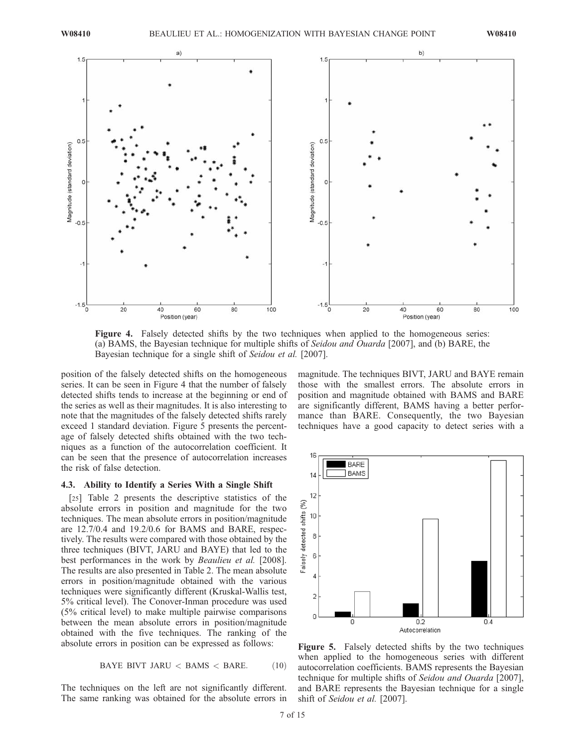**Figure 4.** Falsely detected shifts by the two techniques when applied to the homogeneous series: (a) BAMS, the Bayesian technique for multiple shifts of *Seidou and Ouarda* [2007], and (b) BARE, the Bayesian technique for a single shift of *Seidou et al.* [2007].

position of the falsely detected shifts on the homogeneous series. It can be seen in Figure 4 that the number of falsely detected shifts tends to increase at the beginning or end of the series as well as their magnitudes. It is also interesting to note that the magnitudes of the falsely detected shifts rarely exceed 1 standard deviation. Figure 5 presents the percentage of falsely detected shifts obtained with the two techniques as a function of the autocorrelation coefficient. It can be seen that the presence of autocorrelation increases the risk of false detection.

### 4.3. Ability to Identify a Series With a Single Shift

[25] Table 2 presents the descriptive statistics of the absolute errors in position and magnitude for the two techniques. The mean absolute errors in position/magnitude are 12.7/0.4 and 19.2/0.6 for BAMS and BARE, respectively. The results were compared with those obtained by the three techniques (BIVT, JARU and BAYE) that led to the best performances in the work by *Beaulieu et al.* [2008]. The results are also presented in Table 2. The mean absolute errors in position/magnitude obtained with the various techniques were significantly different (Kruskal-Wallis test, 5% critical level). The Conover-Inman procedure was used (5% critical level) to make multiple pairwise comparisons between the mean absolute errors in position/magnitude obtained with the five techniques. The ranking of the absolute errors in position can be expressed as follows:

$$\text{BAYE BIVT JARU} < \text{BAMS} < \text{BARE}. \tag{10}$$

The techniques on the left are not significantly different. The same ranking was obtained for the absolute errors in magnitude. The techniques BIVT, JARU and BAYE remain those with the smallest errors. The absolute errors in position and magnitude obtained with BAMS and BARE are significantly different, BAMS having a better performance than BARE. Consequently, the two Bayesian techniques have a good capacity to detect series with a

**Figure 5.** Falsely detected shifts by the two techniques when applied to the homogeneous series with different autocorrelation coefficients. BAMS represents the Bayesian technique for multiple shifts of *Seidou and Ouarda* [2007], and BARE represents the Bayesian technique for a single shift of *Seidou et al.* [2007].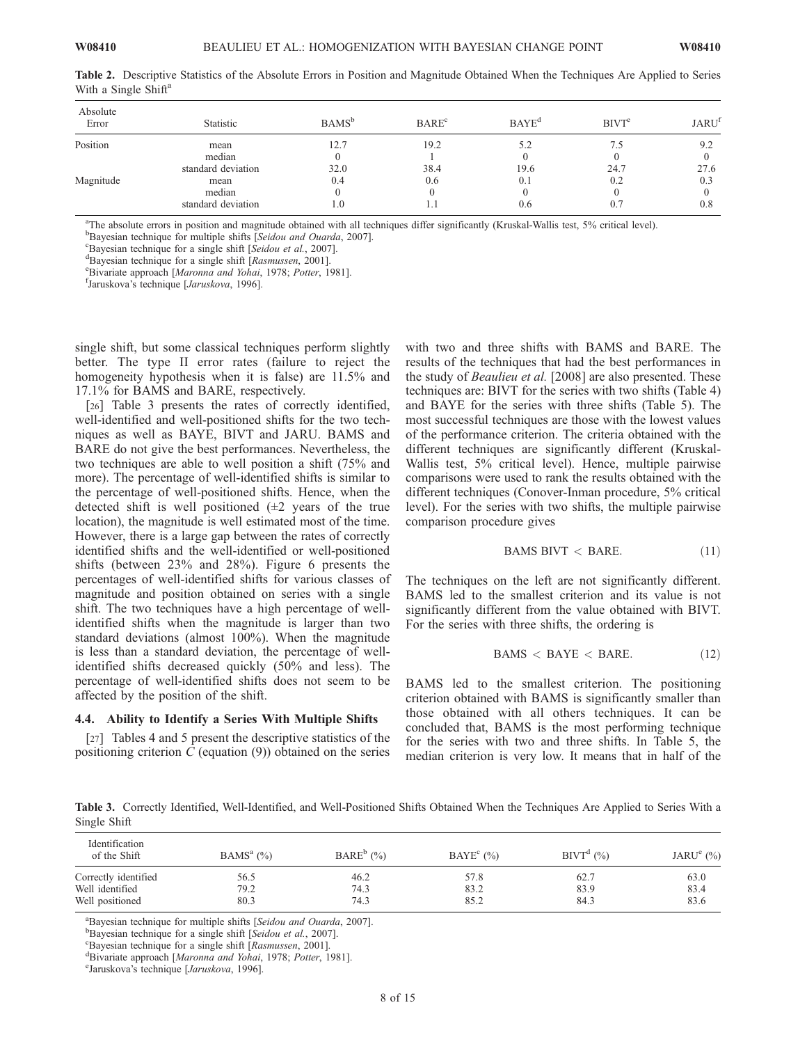**Table 2.** Descriptive Statistics of the Absolute Errors in Position and Magnitude Obtained When the Techniques Are Applied to Series With a Single Shift[a]

| Absolute Error | Statistic | BAMS[b] | BARE[c] | BAYE[d] | BIVT[e] | JARU[f] |
|---|---|---|---|---|---|---|
| Position | mean | 12.7 | 19.2 | 5.2 | 7.5 | 9.2 |
| | median | 0 | 1 | 0 | 0 | 0 |
| | standard deviation | 32.0 | 38.4 | 19.6 | 24.7 | 27.6 |
| Magnitude | mean | 0.4 | 0.6 | 0.1 | 0.2 | 0.3 |
| | median | 0 | 0 | 0 | 0 | 0 |
| | standard deviation | 1.0 | 1.1 | 0.6 | 0.7 | 0.8 |

[a]The absolute errors in position and magnitude obtained with all techniques differ significantly (Kruskal-Wallis test, 5% critical level).
[b]Bayesian technique for multiple shifts [*Seidou and Ouarda*, 2007].
[c]Bayesian technique for a single shift [*Seidou et al.*, 2007].
[d]Bayesian technique for a single shift [*Rasmussen*, 2001].
[e]Bivariate approach [*Maronna and Yohai*, 1978; *Potter*, 1981].
[f]Jaruskova's technique [*Jaruskova*, 1996].

single shift, but some classical techniques perform slightly better. The type II error rates (failure to reject the homogeneity hypothesis when it is false) are 11.5% and 17.1% for BAMS and BARE, respectively.

[26] Table 3 presents the rates of correctly identified, well-identified and well-positioned shifts for the two techniques as well as BAYE, BIVT and JARU. BAMS and BARE do not give the best performances. Nevertheless, the two techniques are able to well position a shift (75% and more). The percentage of well-identified shifts is similar to the percentage of well-positioned shifts. Hence, when the detected shift is well positioned (±2 years of the true location), the magnitude is well estimated most of the time. However, there is a large gap between the rates of correctly identified shifts and the well-identified or well-positioned shifts (between 23% and 28%). Figure 6 presents the percentages of well-identified shifts for various classes of magnitude and position obtained on series with a single shift. The two techniques have a high percentage of well-identified shifts when the magnitude is larger than two standard deviations (almost 100%). When the magnitude is less than a standard deviation, the percentage of well-identified shifts decreased quickly (50% and less). The percentage of well-identified shifts does not seem to be affected by the position of the shift.

### 4.4. Ability to Identify a Series With Multiple Shifts

[27] Tables 4 and 5 present the descriptive statistics of the positioning criterion $C$ (equation (9)) obtained on the series with two and three shifts with BAMS and BARE. The results of the techniques that had the best performances in the study of *Beaulieu et al.* [2008] are also presented. These techniques are: BIVT for the series with two shifts (Table 4) and BAYE for the series with three shifts (Table 5). The most successful techniques are those with the lowest values of the performance criterion. The criteria obtained with the different techniques are significantly different (Kruskal-Wallis test, 5% critical level). Hence, multiple pairwise comparisons were used to rank the results obtained with the different techniques (Conover-Inman procedure, 5% critical level). For the series with two shifts, the multiple pairwise comparison procedure gives

$$\text{BAMS BIVT} < \text{BARE}. \tag{11}$$

The techniques on the left are not significantly different. BAMS led to the smallest criterion and its value is not significantly different from the value obtained with BIVT. For the series with three shifts, the ordering is

$$\text{BAMS} < \text{BAYE} < \text{BARE}. \tag{12}$$

BAMS led to the smallest criterion. The positioning criterion obtained with BAMS is significantly smaller than those obtained with all others techniques. It can be concluded that, BAMS is the most performing technique for the series with two and three shifts. In Table 5, the median criterion is very low. It means that in half of the

**Table 3.** Correctly Identified, Well-Identified, and Well-Positioned Shifts Obtained When the Techniques Are Applied to Series With a Single Shift

| Identification of the Shift | BAMS[a] (%) | BARE[b] (%) | BAYE[c] (%) | BIVT[d] (%) | JARU[e] (%) |
|---|---|---|---|---|---|
| Correctly identified | 56.5 | 46.2 | 57.8 | 62.7 | 63.0 |
| Well identified | 79.2 | 74.3 | 83.2 | 83.9 | 83.4 |
| Well positioned | 80.3 | 74.3 | 85.2 | 84.3 | 83.6 |

[a]Bayesian technique for multiple shifts [*Seidou and Ouarda*, 2007].
[b]Bayesian technique for a single shift [*Seidou et al.*, 2007].
[c]Bayesian technique for a single shift [*Rasmussen*, 2001].
[d]Bivariate approach [*Maronna and Yohai*, 1978; *Potter*, 1981].
[e]Jaruskova's technique [*Jaruskova*, 1996].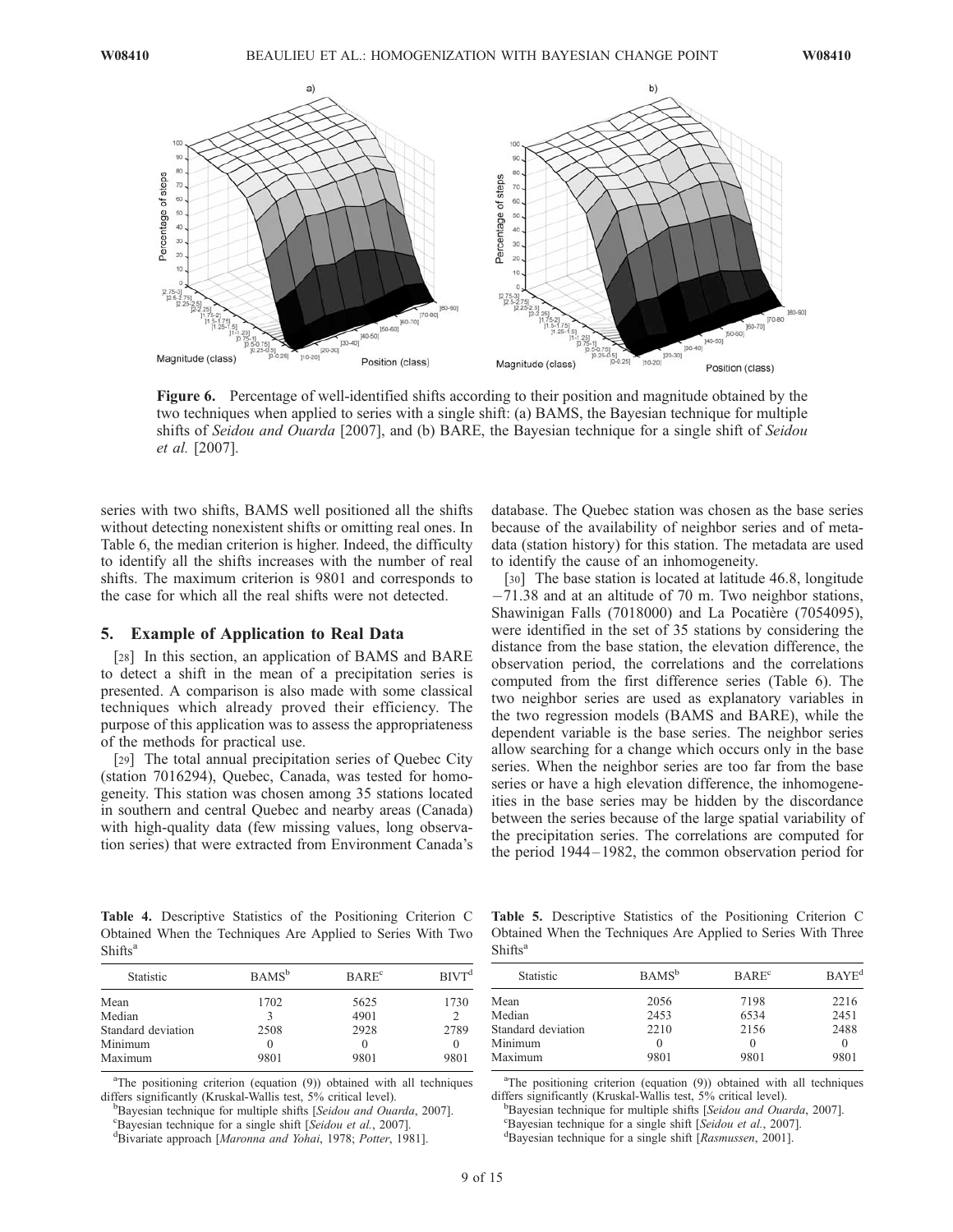**Figure 6.** Percentage of well-identified shifts according to their position and magnitude obtained by the two techniques when applied to series with a single shift: (a) BAMS, the Bayesian technique for multiple shifts of *Seidou and Ouarda* [2007], and (b) BARE, the Bayesian technique for a single shift of *Seidou et al.* [2007].

series with two shifts, BAMS well positioned all the shifts without detecting nonexistent shifts or omitting real ones. In Table 6, the median criterion is higher. Indeed, the difficulty to identify all the shifts increases with the number of real shifts. The maximum criterion is 9801 and corresponds to the case for which all the real shifts were not detected.

## 5. Example of Application to Real Data

[28] In this section, an application of BAMS and BARE to detect a shift in the mean of a precipitation series is presented. A comparison is also made with some classical techniques which already proved their efficiency. The purpose of this application was to assess the appropriateness of the methods for practical use.

[29] The total annual precipitation series of Quebec City (station 7016294), Quebec, Canada, was tested for homogeneity. This station was chosen among 35 stations located in southern and central Quebec and nearby areas (Canada) with high-quality data (few missing values, long observation series) that were extracted from Environment Canada's database. The Quebec station was chosen as the base series because of the availability of neighbor series and of metadata (station history) for this station. The metadata are used to identify the cause of an inhomogeneity.

[30] The base station is located at latitude 46.8, longitude −71.38 and at an altitude of 70 m. Two neighbor stations, Shawinigan Falls (7018000) and La Pocatière (7054095), were identified in the set of 35 stations by considering the distance from the base station, the elevation difference, the observation period, the correlations and the correlations computed from the first difference series (Table 6). The two neighbor series are used as explanatory variables in the two regression models (BAMS and BARE), while the dependent variable is the base series. The neighbor series allow searching for a change which occurs only in the base series. When the neighbor series are too far from the base series or have a high elevation difference, the inhomogeneities in the base series may be hidden by the discordance between the series because of the large spatial variability of the precipitation series. The correlations are computed for the period 1944–1982, the common observation period for

**Table 4.** Descriptive Statistics of the Positioning Criterion C Obtained When the Techniques Are Applied to Series With Two Shifts[a]

| Statistic | BAMS[b] | BARE[c] | BIVT[d] |
|---|---|---|---|
| Mean | 1702 | 5625 | 1730 |
| Median | 3 | 4901 | 2 |
| Standard deviation | 2508 | 2928 | 2789 |
| Minimum | 0 | 0 | 0 |
| Maximum | 9801 | 9801 | 9801 |

[a]The positioning criterion (equation (9)) obtained with all techniques differs significantly (Kruskal-Wallis test, 5% critical level).
[b]Bayesian technique for multiple shifts [*Seidou and Ouarda*, 2007].
[c]Bayesian technique for a single shift [*Seidou et al.*, 2007].
[d]Bivariate approach [*Maronna and Yohai*, 1978; *Potter*, 1981].

**Table 5.** Descriptive Statistics of the Positioning Criterion C Obtained When the Techniques Are Applied to Series With Three Shifts[a]

| Statistic | BAMS[b] | BARE[c] | BAYE[d] |
|---|---|---|---|
| Mean | 2056 | 7198 | 2216 |
| Median | 2453 | 6534 | 2451 |
| Standard deviation | 2210 | 2156 | 2488 |
| Minimum | 0 | 0 | 0 |
| Maximum | 9801 | 9801 | 9801 |

[a]The positioning criterion (equation (9)) obtained with all techniques differs significantly (Kruskal-Wallis test, 5% critical level).
[b]Bayesian technique for multiple shifts [*Seidou and Ouarda*, 2007].
[c]Bayesian technique for a single shift [*Seidou et al.*, 2007].
[d]Bayesian technique for a single shift [*Rasmussen*, 2001].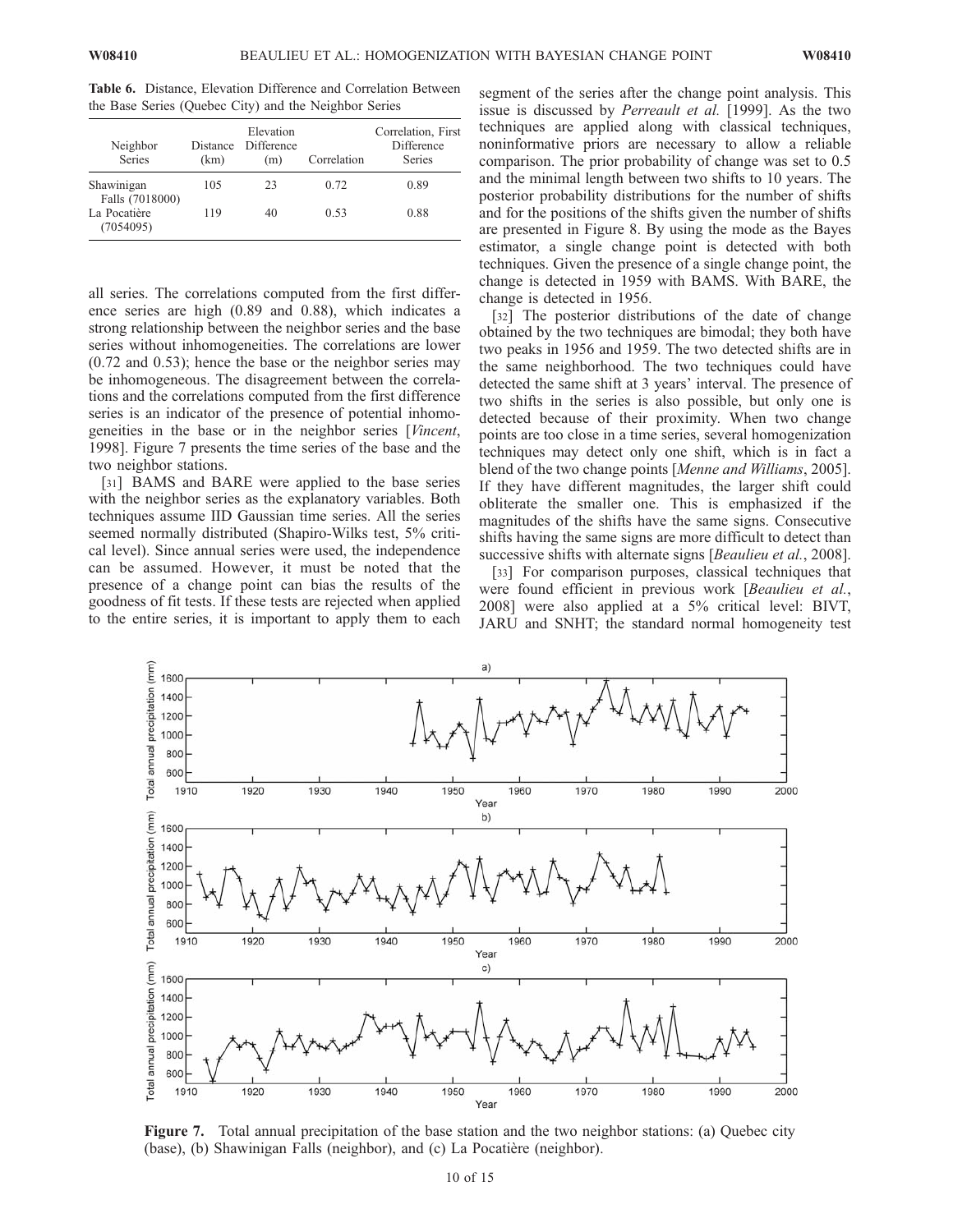**Table 6.** Distance, Elevation Difference and Correlation Between the Base Series (Quebec City) and the Neighbor Series

| Neighbor Series | Distance (km) | Elevation Difference (m) | Correlation | Correlation, First Difference Series |
|---|---|---|---|---|
| Shawinigan Falls (7018000) | 105 | 23 | 0.72 | 0.89 |
| La Pocatière (7054095) | 119 | 40 | 0.53 | 0.88 |

all series. The correlations computed from the first difference series are high (0.89 and 0.88), which indicates a strong relationship between the neighbor series and the base series without inhomogeneities. The correlations are lower (0.72 and 0.53); hence the base or the neighbor series may be inhomogeneous. The disagreement between the correlations and the correlations computed from the first difference series is an indicator of the presence of potential inhomogeneities in the base or in the neighbor series [*Vincent*, 1998]. Figure 7 presents the time series of the base and the two neighbor stations.

[31] BAMS and BARE were applied to the base series with the neighbor series as the explanatory variables. Both techniques assume IID Gaussian time series. All the series seemed normally distributed (Shapiro-Wilks test, 5% critical level). Since annual series were used, the independence can be assumed. However, it must be noted that the presence of a change point can bias the results of the goodness of fit tests. If these tests are rejected when applied to the entire series, it is important to apply them to each segment of the series after the change point analysis. This issue is discussed by *Perreault et al.* [1999]. As the two techniques are applied along with classical techniques, noninformative priors are necessary to allow a reliable comparison. The prior probability of change was set to 0.5 and the minimal length between two shifts to 10 years. The posterior probability distributions for the number of shifts and for the positions of the shifts given the number of shifts are presented in Figure 8. By using the mode as the Bayes estimator, a single change point is detected with both techniques. Given the presence of a single change point, the change is detected in 1959 with BAMS. With BARE, the change is detected in 1956.

[32] The posterior distributions of the date of change obtained by the two techniques are bimodal; they both have two peaks in 1956 and 1959. The two detected shifts are in the same neighborhood. The two techniques could have detected the same shift at 3 years' interval. The presence of two shifts in the series is also possible, but only one is detected because of their proximity. When two change points are too close in a time series, several homogenization techniques may detect only one shift, which is in fact a blend of the two change points [*Menne and Williams*, 2005]. If they have different magnitudes, the larger shift could obliterate the smaller one. This is emphasized if the magnitudes of the shifts have the same signs. Consecutive shifts having the same signs are more difficult to detect than successive shifts with alternate signs [*Beaulieu et al.*, 2008].

[33] For comparison purposes, classical techniques that were found efficient in previous work [*Beaulieu et al.*, 2008] were also applied at a 5% critical level: BIVT, JARU and SNHT; the standard normal homogeneity test

**Figure 7.** Total annual precipitation of the base station and the two neighbor stations: (a) Quebec city (base), (b) Shawinigan Falls (neighbor), and (c) La Pocatière (neighbor).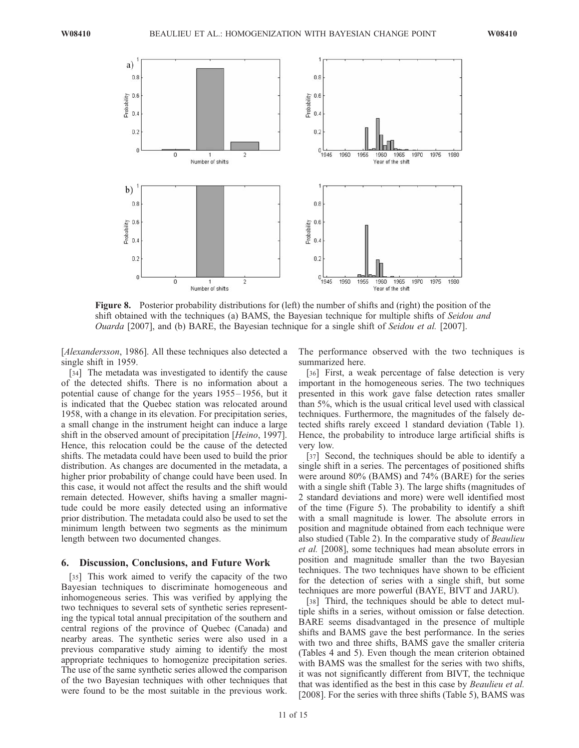**Figure 8.** Posterior probability distributions for (left) the number of shifts and (right) the position of the shift obtained with the techniques (a) BAMS, the Bayesian technique for multiple shifts of *Seidou and Ouarda* [2007], and (b) BARE, the Bayesian technique for a single shift of *Seidou et al.* [2007].

[*Alexandersson*, 1986]. All these techniques also detected a single shift in 1959.

[34] The metadata was investigated to identify the cause of the detected shifts. There is no information about a potential cause of change for the years 1955–1956, but it is indicated that the Quebec station was relocated around 1958, with a change in its elevation. For precipitation series, a small change in the instrument height can induce a large shift in the observed amount of precipitation [*Heino*, 1997]. Hence, this relocation could be the cause of the detected shifts. The metadata could have been used to build the prior distribution. As changes are documented in the metadata, a higher prior probability of change could have been used. In this case, it would not affect the results and the shift would remain detected. However, shifts having a smaller magnitude could be more easily detected using an informative prior distribution. The metadata could also be used to set the minimum length between two segments as the minimum length between two documented changes.

## 6. Discussion, Conclusions, and Future Work

[35] This work aimed to verify the capacity of the two Bayesian techniques to discriminate homogeneous and inhomogeneous series. This was verified by applying the two techniques to several sets of synthetic series representing the typical total annual precipitation of the southern and central regions of the province of Quebec (Canada) and nearby areas. The synthetic series were also used in a previous comparative study aiming to identify the most appropriate techniques to homogenize precipitation series. The use of the same synthetic series allowed the comparison of the two Bayesian techniques with other techniques that were found to be the most suitable in the previous work. The performance observed with the two techniques is summarized here.

[36] First, a weak percentage of false detection is very important in the homogeneous series. The two techniques presented in this work gave false detection rates smaller than 5%, which is the usual critical level used with classical techniques. Furthermore, the magnitudes of the falsely detected shifts rarely exceed 1 standard deviation (Table 1). Hence, the probability to introduce large artificial shifts is very low.

[37] Second, the techniques should be able to identify a single shift in a series. The percentages of positioned shifts were around 80% (BAMS) and 74% (BARE) for the series with a single shift (Table 3). The large shifts (magnitudes of 2 standard deviations and more) were well identified most of the time (Figure 5). The probability to identify a shift with a small magnitude is lower. The absolute errors in position and magnitude obtained from each technique were also studied (Table 2). In the comparative study of *Beaulieu et al.* [2008], some techniques had mean absolute errors in position and magnitude smaller than the two Bayesian techniques. The two techniques have shown to be efficient for the detection of series with a single shift, but some techniques are more powerful (BAYE, BIVT and JARU).

[38] Third, the techniques should be able to detect multiple shifts in a series, without omission or false detection. BARE seems disadvantaged in the presence of multiple shifts and BAMS gave the best performance. In the series with two and three shifts, BAMS gave the smaller criteria (Tables 4 and 5). Even though the mean criterion obtained with BAMS was the smallest for the series with two shifts, it was not significantly different from BIVT, the technique that was identified as the best in this case by *Beaulieu et al.* [2008]. For the series with three shifts (Table 5), BAMS was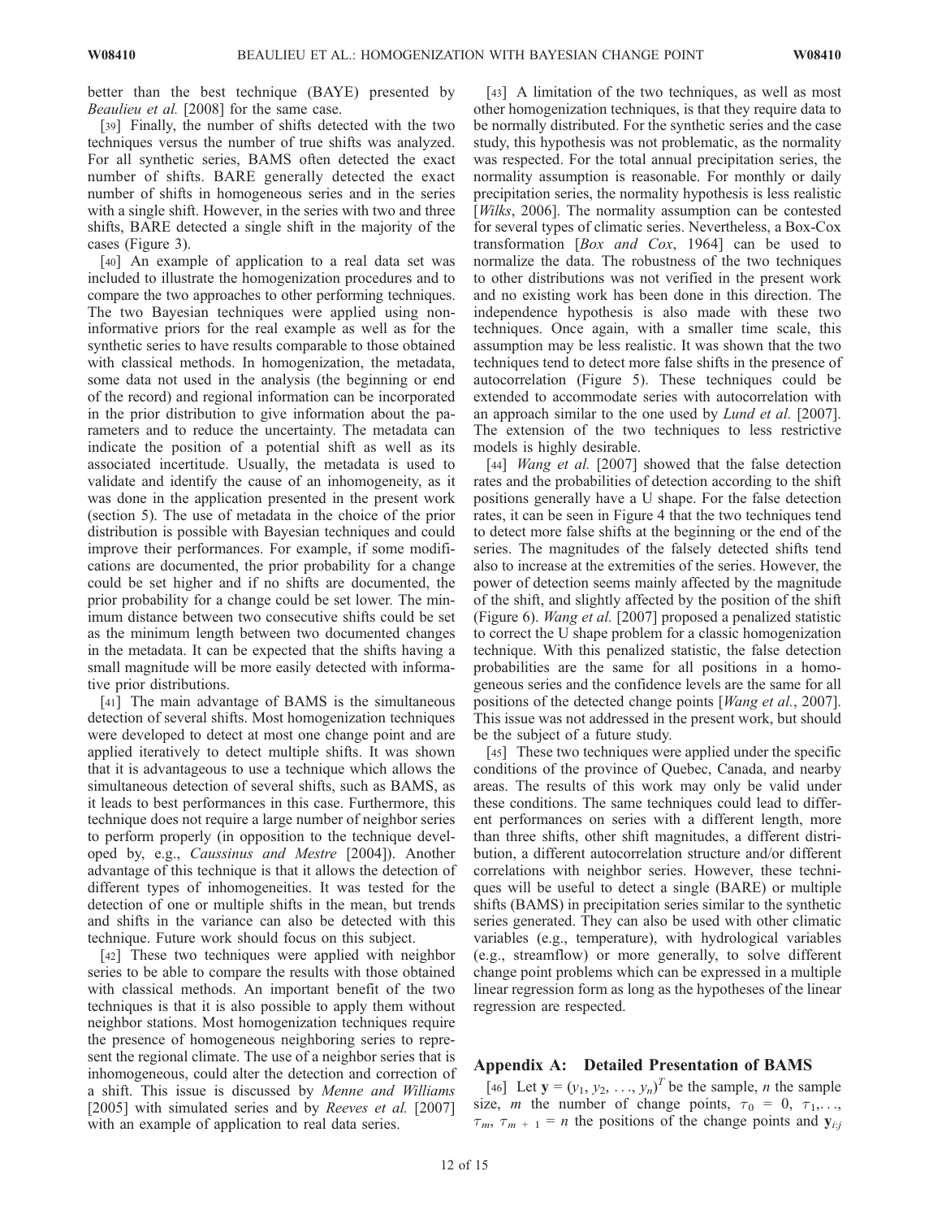better than the best technique (BAYE) presented by *Beaulieu et al.* [2008] for the same case.

[39] Finally, the number of shifts detected with the two techniques versus the number of true shifts was analyzed. For all synthetic series, BAMS often detected the exact number of shifts. BARE generally detected the exact number of shifts in homogeneous series and in the series with a single shift. However, in the series with two and three shifts, BARE detected a single shift in the majority of the cases (Figure 3).

[40] An example of application to a real data set was included to illustrate the homogenization procedures and to compare the two approaches to other performing techniques. The two Bayesian techniques were applied using non-informative priors for the real example as well as for the synthetic series to have results comparable to those obtained with classical methods. In homogenization, the metadata, some data not used in the analysis (the beginning or end of the record) and regional information can be incorporated in the prior distribution to give information about the parameters and to reduce the uncertainty. The metadata can indicate the position of a potential shift as well as its associated incertitude. Usually, the metadata is used to validate and identify the cause of an inhomogeneity, as it was done in the application presented in the present work (section 5). The use of metadata in the choice of the prior distribution is possible with Bayesian techniques and could improve their performances. For example, if some modifications are documented, the prior probability for a change could be set higher and if no shifts are documented, the prior probability for a change could be set lower. The minimum distance between two consecutive shifts could be set as the minimum length between two documented changes in the metadata. It can be expected that the shifts having a small magnitude will be more easily detected with informative prior distributions.

[41] The main advantage of BAMS is the simultaneous detection of several shifts. Most homogenization techniques were developed to detect at most one change point and are applied iteratively to detect multiple shifts. It was shown that it is advantageous to use a technique which allows the simultaneous detection of several shifts, such as BAMS, as it leads to best performances in this case. Furthermore, this technique does not require a large number of neighbor series to perform properly (in opposition to the technique developed by, e.g., *Caussinus and Mestre* [2004]). Another advantage of this technique is that it allows the detection of different types of inhomogeneities. It was tested for the detection of one or multiple shifts in the mean, but trends and shifts in the variance can also be detected with this technique. Future work should focus on this subject.

[42] These two techniques were applied with neighbor series to be able to compare the results with those obtained with classical methods. An important benefit of the two techniques is that it is also possible to apply them without neighbor stations. Most homogenization techniques require the presence of homogeneous neighboring series to represent the regional climate. The use of a neighbor series that is inhomogeneous, could alter the detection and correction of a shift. This issue is discussed by *Menne and Williams* [2005] with simulated series and by *Reeves et al.* [2007] with an example of application to real data series.

[43] A limitation of the two techniques, as well as most other homogenization techniques, is that they require data to be normally distributed. For the synthetic series and the case study, this hypothesis was not problematic, as the normality was respected. For the total annual precipitation series, the normality assumption is reasonable. For monthly or daily precipitation series, the normality hypothesis is less realistic [*Wilks*, 2006]. The normality assumption can be contested for several types of climatic series. Nevertheless, a Box-Cox transformation [*Box and Cox*, 1964] can be used to normalize the data. The robustness of the two techniques to other distributions was not verified in the present work and no existing work has been done in this direction. The independence hypothesis is also made with these two techniques. Once again, with a smaller time scale, this assumption may be less realistic. It was shown that the two techniques tend to detect more false shifts in the presence of autocorrelation (Figure 5). These techniques could be extended to accommodate series with autocorrelation with an approach similar to the one used by *Lund et al.* [2007]. The extension of the two techniques to less restrictive models is highly desirable.

[44] *Wang et al.* [2007] showed that the false detection rates and the probabilities of detection according to the shift positions generally have a U shape. For the false detection rates, it can be seen in Figure 4 that the two techniques tend to detect more false shifts at the beginning or the end of the series. The magnitudes of the falsely detected shifts tend also to increase at the extremities of the series. However, the power of detection seems mainly affected by the magnitude of the shift, and slightly affected by the position of the shift (Figure 6). *Wang et al.* [2007] proposed a penalized statistic to correct the U shape problem for a classic homogenization technique. With this penalized statistic, the false detection probabilities are the same for all positions in a homogeneous series and the confidence levels are the same for all positions of the detected change points [*Wang et al.*, 2007]. This issue was not addressed in the present work, but should be the subject of a future study.

[45] These two techniques were applied under the specific conditions of the province of Quebec, Canada, and nearby areas. The results of this work may only be valid under these conditions. The same techniques could lead to different performances on series with a different length, more than three shifts, other shift magnitudes, a different distribution, a different autocorrelation structure and/or different correlations with neighbor series. However, these techniques will be useful to detect a single (BARE) or multiple shifts (BAMS) in precipitation series similar to the synthetic series generated. They can also be used with other climatic variables (e.g., temperature), with hydrological variables (e.g., streamflow) or more generally, to solve different change point problems which can be expressed in a multiple linear regression form as long as the hypotheses of the linear regression are respected.

## Appendix A: Detailed Presentation of BAMS

[46] Let $\mathbf{y} = (y_1, y_2, \ldots, y_n)^T$ be the sample, $n$ the sample size, $m$ the number of change points, $\tau_0 = 0$, $\tau_1, \ldots, \tau_m$, $\tau_{m+1} = n$ the positions of the change points and $\mathbf{y}_{i:j}$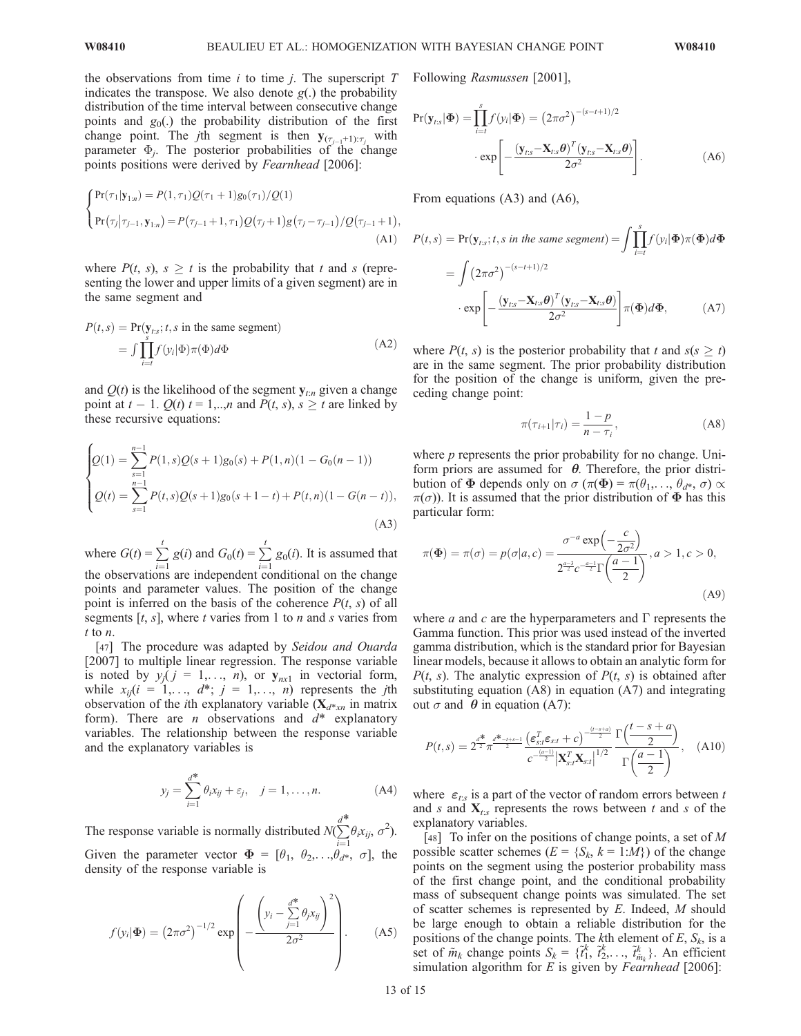the observations from time $i$ to time $j$. The superscript $T$ indicates the transpose. We also denote $g(.)$ the probability distribution of the time interval between consecutive change points and $g_0(.)$ the probability distribution of the first change point. The $j$th segment is then $\mathbf{y}_{(\tau_{j-1}+1):\tau_j}$ with parameter $\Phi_j$. The posterior probabilities of the change points positions were derived by *Fearnhead* [2006]:

$$
\begin{cases}
\Pr(\tau_1|\mathbf{y}_{1:n}) = P(1,\tau_1)Q(\tau_1+1)g_0(\tau_1)/Q(1) \\
\Pr(\tau_j|\tau_{j-1},\mathbf{y}_{1:n}) = P(\tau_{j-1}+1,\tau_1)Q(\tau_j+1)g(\tau_j-\tau_{j-1})/Q(\tau_{j-1}+1),
\end{cases}
\tag{A1}
$$

where $P(t, s)$, $s \geq t$ is the probability that $t$ and $s$ (representing the lower and upper limits of a given segment) are in the same segment and

$$
\begin{aligned}
P(t,s) &= \Pr(\mathbf{y}_{t:s}; t, s \text{ in the same segment}) \\
&= \int \prod_{i=t}^{s} f(y_i|\Phi)\pi(\Phi)d\Phi
\end{aligned}
\tag{A2}
$$

and $Q(t)$ is the likelihood of the segment $\mathbf{y}_{t:n}$ given a change point at $t-1$. $Q(t)$ $t = 1,..,n$ and $P(t, s)$, $s \geq t$ are linked by these recursive equations:

$$
\begin{cases}
Q(1) = \sum_{s=1}^{n-1} P(1,s)Q(s+1)g_0(s) + P(1,n)(1-G_0(n-1)) \\
Q(t) = \sum_{s=1}^{n-1} P(t,s)Q(s+1)g_0(s+1-t) + P(t,n)(1-G(n-t)),
\end{cases}
\tag{A3}
$$

where $G(t) = \sum_{i=1}^{t} g(i)$ and $G_0(t) = \sum_{i=1}^{t} g_0(i)$. It is assumed that the observations are independent conditional on the change points and parameter values. The position of the change point is inferred on the basis of the coherence $P(t, s)$ of all segments $[t, s]$, where $t$ varies from 1 to $n$ and $s$ varies from $t$ to $n$.

[47] The procedure was adapted by *Seidou and Ouarda* [2007] to multiple linear regression. The response variable is noted by $y_j$($j = 1,\ldots, n$), or $\mathbf{y}_{nx1}$ in vectorial form, while $x_{ij}$($i = 1,\ldots, d^*$; $j = 1,\ldots, n$) represents the $j$th observation of the $i$th explanatory variable ($\mathbf{X}_{d^*xn}$ in matrix form). There are $n$ observations and $d^*$ explanatory variables. The relationship between the response variable and the explanatory variables is

$$
y_j = \sum_{i=1}^{d^*} \theta_i x_{ij} + \varepsilon_j, \quad j = 1,\ldots,n.
\tag{A4}
$$

The response variable is normally distributed $N(\sum_{i=1}^{d^*}\theta_i x_{ij}, \sigma^2)$. Given the parameter vector $\mathbf{\Phi} = [\theta_1, \theta_2,\ldots,\theta_{d^*}, \sigma]$, the density of the response variable is

$$
f(y_i|\mathbf{\Phi}) = (2\pi\sigma^2)^{-1/2} \exp\left(-\frac{\left(y_i - \sum_{j=1}^{d^*}\theta_j x_{ij}\right)^2}{2\sigma^2}\right).
\tag{A5}
$$

Following *Rasmussen* [2001],

$$
\Pr(\mathbf{y}_{t:s}|\mathbf{\Phi}) = \prod_{i=t}^{s} f(y_i|\mathbf{\Phi}) = (2\pi\sigma^2)^{-(s-t+1)/2} \cdot \exp\left[-\frac{(\mathbf{y}_{t:s}-\mathbf{X}_{t:s}\boldsymbol{\theta})^T(\mathbf{y}_{t:s}-\mathbf{X}_{t:s}\boldsymbol{\theta})}{2\sigma^2}\right].
\tag{A6}
$$

From equations (A3) and (A6),

$$
\begin{aligned}
P(t,s) = \Pr(\mathbf{y}_{t:s}; t, s \text{ in the same segment}) &= \int \prod_{i=t}^{s} f(y_i|\mathbf{\Phi})\pi(\mathbf{\Phi})d\mathbf{\Phi} \\
&= \int (2\pi\sigma^2)^{-(s-t+1)/2} \cdot \exp\left[-\frac{(\mathbf{y}_{t:s}-\mathbf{X}_{t:s}\boldsymbol{\theta})^T(\mathbf{y}_{t:s}-\mathbf{X}_{t:s}\boldsymbol{\theta})}{2\sigma^2}\right]\pi(\mathbf{\Phi})d\mathbf{\Phi},
\end{aligned}
\tag{A7}
$$

where $P(t, s)$ is the posterior probability that $t$ and $s(s \geq t)$ are in the same segment. The prior probability distribution for the position of the change is uniform, given the preceding change point:

$$
\pi(\tau_{i+1}|\tau_i) = \frac{1-p}{n-\tau_i},
\tag{A8}
$$

where $p$ represents the prior probability for no change. Uniform priors are assumed for $\boldsymbol{\theta}$. Therefore, the prior distribution of $\mathbf{\Phi}$ depends only on $\sigma$ ($\pi(\mathbf{\Phi}) = \pi(\theta_1,\ldots, \theta_{d^*}, \sigma) \propto \pi(\sigma)$). It is assumed that the prior distribution of $\mathbf{\Phi}$ has this particular form:

$$
\pi(\mathbf{\Phi}) = \pi(\sigma) = p(\sigma|a,c) = \frac{\sigma^{-a}\exp\left(-\frac{c}{2\sigma^2}\right)}{2^{\frac{a-3}{2}}c^{-\frac{a-1}{2}}\Gamma\left(\frac{a-1}{2}\right)}, a > 1, c > 0,
\tag{A9}
$$

where $a$ and $c$ are the hyperparameters and $\Gamma$ represents the Gamma function. This prior was used instead of the inverted gamma distribution, which is the standard prior for Bayesian linear models, because it allows to obtain an analytic form for $P(t, s)$. The analytic expression of $P(t, s)$ is obtained after substituting equation (A8) in equation (A7) and integrating out $\sigma$ and $\boldsymbol{\theta}$ in equation (A7):

$$
P(t,s) = 2^{\frac{d^*}{2}}\pi^{\frac{d^*-t+s-1}{2}} \frac{\left(\varepsilon_{s:t}^T\varepsilon_{s:t}+c\right)^{-\frac{(t-s+a)}{2}}}{c^{-\frac{(a-1)}{2}}\left|\mathbf{X}_{s:t}^T\mathbf{X}_{s:t}\right|^{1/2}} \frac{\Gamma\left(\frac{t-s+a}{2}\right)}{\Gamma\left(\frac{a-1}{2}\right)},
\tag{A10}
$$

where $\varepsilon_{t:s}$ is a part of the vector of random errors between $t$ and $s$ and $\mathbf{X}_{t:s}$ represents the rows between $t$ and $s$ of the explanatory variables.

[48] To infer on the positions of change points, a set of $M$ possible scatter schemes ($E = \{S_k, k = 1{:}M\}$) of the change points on the segment using the posterior probability mass of the first change point, and the conditional probability mass of subsequent change points was simulated. The set of scatter schemes is represented by $E$. Indeed, $M$ should be large enough to obtain a reliable distribution for the positions of the change points. The $k$th element of $E$, $S_k$, is a set of $\tilde{m}_k$ change points $S_k = \{\tilde{t}_1^k, \tilde{t}_2^k,\ldots, \tilde{t}_{\tilde{m}_k}^k\}$. An efficient simulation algorithm for $E$ is given by *Fearnhead* [2006]: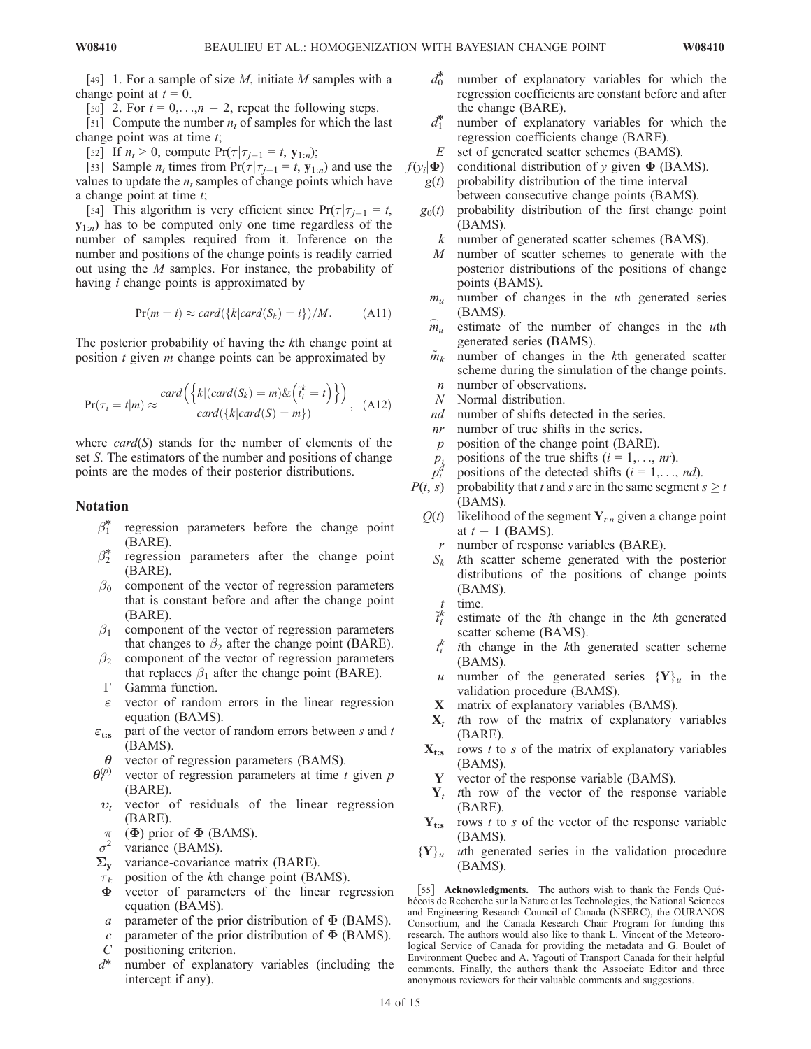[49] 1. For a sample of size $M$, initiate $M$ samples with a change point at $t = 0$.

[50] 2. For $t = 0,\ldots,n - 2$, repeat the following steps.

[51] Compute the number $n_t$ of samples for which the last change point was at time $t$;

[52] If $n_t > 0$, compute $\Pr(\tau|\tau_{j-1} = t, \mathbf{y}_{1:n})$;

[53] Sample $n_t$ times from $\Pr(\tau|\tau_{j-1} = t, \mathbf{y}_{1:n})$ and use the values to update the $n_t$ samples of change points which have a change point at time $t$;

[54] This algorithm is very efficient since $\Pr(\tau|\tau_{j-1} = t, \mathbf{y}_{1:n})$ has to be computed only one time regardless of the number of samples required from it. Inference on the number and positions of the change points is readily carried out using the $M$ samples. For instance, the probability of having $i$ change points is approximated by

$$\Pr(m = i) \approx card(\{k|card(S_k) = i\})/M. \quad \text{(A11)}$$

The posterior probability of having the $k$th change point at position $t$ given $m$ change points can be approximated by

$$\Pr(\tau_i = t|m) \approx \frac{card\left(\left\{k|(card(S_k) = m)\&\left(\tilde{t}_i^k = t\right)\right\}\right)}{card(\{k|card(S) = m\})}, \quad \text{(A12)}$$

where $card(S)$ stands for the number of elements of the set $S$. The estimators of the number and positions of change points are the modes of their posterior distributions.

## Notation

- $\beta_1^*$ regression parameters before the change point (BARE).
- $\beta_2^*$ regression parameters after the change point (BARE).
- $\beta_0$ component of the vector of regression parameters that is constant before and after the change point (BARE).
- $\beta_1$ component of the vector of regression parameters that changes to $\beta_2$ after the change point (BARE).
- $\beta_2$ component of the vector of regression parameters that replaces $\beta_1$ after the change point (BARE).
- $\Gamma$ Gamma function.
- $\varepsilon$ vector of random errors in the linear regression equation (BAMS).
- $\varepsilon_{\mathbf{t:s}}$ part of the vector of random errors between $s$ and $t$ (BAMS).
- $\boldsymbol{\theta}$ vector of regression parameters (BAMS).
- $\boldsymbol{\theta}_t^{(p)}$ vector of regression parameters at time $t$ given $p$ (BARE).
- $\upsilon_t$ vector of residuals of the linear regression (BARE).
- $\pi$ ($\mathbf{\Phi}$) prior of $\mathbf{\Phi}$ (BAMS).
- $\sigma^2$ variance (BAMS).
- $\mathbf{\Sigma_y}$ variance-covariance matrix (BARE).
- $\tau_k$ position of the $k$th change point (BAMS).
- $\mathbf{\Phi}$ vector of parameters of the linear regression equation (BAMS).
- $a$ parameter of the prior distribution of $\mathbf{\Phi}$ (BAMS).
- $c$ parameter of the prior distribution of $\mathbf{\Phi}$ (BAMS).
- $C$ positioning criterion.
- $d^*$ number of explanatory variables (including the intercept if any).
- $d_0^*$ number of explanatory variables for which the regression coefficients are constant before and after the change (BARE).
- $d_1^*$ number of explanatory variables for which the regression coefficients change (BARE).
- $E$ set of generated scatter schemes (BAMS).
- $f(y_i|\mathbf{\Phi})$ conditional distribution of $y$ given $\mathbf{\Phi}$ (BAMS).
- $g(t)$ probability distribution of the time interval between consecutive change points (BAMS).
- $g_0(t)$ probability distribution of the first change point (BAMS).
- $k$ number of generated scatter schemes (BAMS).
- $M$ number of scatter schemes to generate with the posterior distributions of the positions of change points (BAMS).
- $m_u$ number of changes in the $u$th generated series (BAMS).
- $\widehat{m}_u$ estimate of the number of changes in the $u$th generated series (BAMS).
- $\tilde{m}_k$ number of changes in the $k$th generated scatter scheme during the simulation of the change points.
- $n$ number of observations.
- $N$ Normal distribution.
- $nd$ number of shifts detected in the series.
- $nr$ number of true shifts in the series.
- $p$ position of the change point (BARE).
- $p_i$ positions of the true shifts ($i = 1,\ldots, nr$).
- $p_i^d$ positions of the detected shifts ($i = 1,\ldots, nd$).
- $P(t, s)$ probability that $t$ and $s$ are in the same segment $s \geq t$ (BAMS).
- $Q(t)$ likelihood of the segment $\mathbf{Y}_{t:n}$ given a change point at $t - 1$ (BAMS).
- $r$ number of response variables (BARE).
- $S_k$ $k$th scatter scheme generated with the posterior distributions of the positions of change points (BAMS).
- $t$ time.
- $\tilde{t}_i^k$ estimate of the $i$th change in the $k$th generated scatter scheme (BAMS).
- $t_i^k$ $i$th change in the $k$th generated scatter scheme (BAMS).
- $u$ number of the generated series $\{\mathbf{Y}\}_u$ in the validation procedure (BAMS).
- $\mathbf{X}$ matrix of explanatory variables (BAMS).
- $\mathbf{X}_t$ $t$th row of the matrix of explanatory variables (BARE).
- $\mathbf{X_{t:s}}$ rows $t$ to $s$ of the matrix of explanatory variables (BAMS).
- $\mathbf{Y}$ vector of the response variable (BAMS).
- $\mathbf{Y}_t$ $t$th row of the vector of the response variable (BARE).
- $\mathbf{Y_{t:s}}$ rows $t$ to $s$ of the vector of the response variable (BAMS).
- $\{\mathbf{Y}\}_u$ $u$th generated series in the validation procedure (BAMS).

[55] **Acknowledgments.** The authors wish to thank the Fonds Québécois de Recherche sur la Nature et les Technologies, the National Sciences and Engineering Research Council of Canada (NSERC), the OURANOS Consortium, and the Canada Research Chair Program for funding this research. The authors would also like to thank L. Vincent of the Meteorological Service of Canada for providing the metadata and G. Boulet of Environment Quebec and A. Yagouti of Transport Canada for their helpful comments. Finally, the authors thank the Associate Editor and three anonymous reviewers for their valuable comments and suggestions.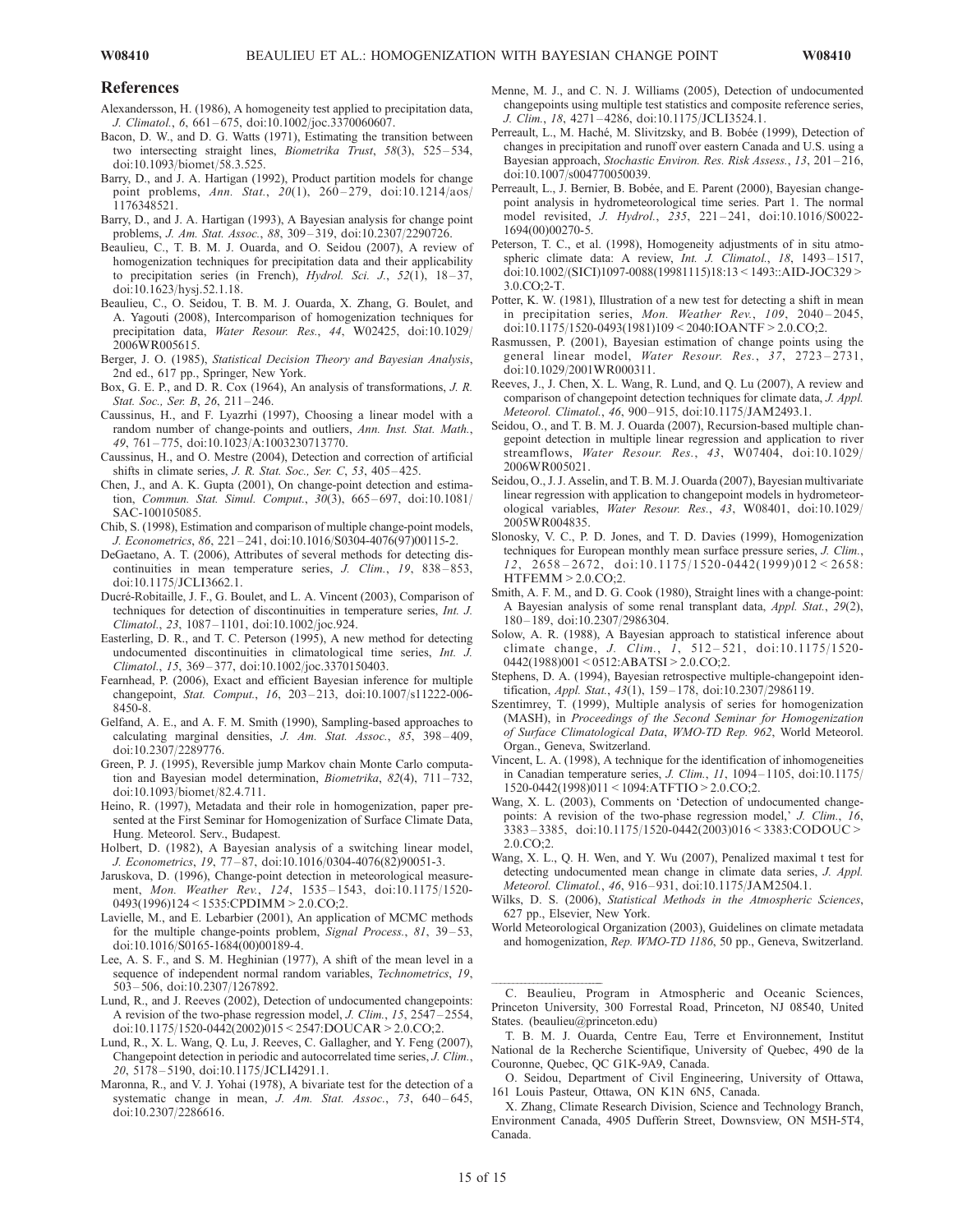## References

Alexandersson, H. (1986), A homogeneity test applied to precipitation data, *J. Climatol.*, *6*, 661–675, doi:10.1002/joc.3370060607.

Bacon, D. W., and D. G. Watts (1971), Estimating the transition between two intersecting straight lines, *Biometrika Trust*, *58*(3), 525–534, doi:10.1093/biomet/58.3.525.

Barry, D., and J. A. Hartigan (1992), Product partition models for change point problems, *Ann. Stat.*, *20*(1), 260–279, doi:10.1214/aos/1176348521.

Barry, D., and J. A. Hartigan (1993), A Bayesian analysis for change point problems, *J. Am. Stat. Assoc.*, *88*, 309–319, doi:10.2307/2290726.

Beaulieu, C., T. B. M. J. Ouarda, and O. Seidou (2007), A review of homogenization techniques for precipitation data and their applicability to precipitation series (in French), *Hydrol. Sci. J.*, *52*(1), 18–37, doi:10.1623/hysj.52.1.18.

Beaulieu, C., O. Seidou, T. B. M. J. Ouarda, X. Zhang, G. Boulet, and A. Yagouti (2008), Intercomparison of homogenization techniques for precipitation data, *Water Resour. Res.*, *44*, W02425, doi:10.1029/2006WR005615.

Berger, J. O. (1985), *Statistical Decision Theory and Bayesian Analysis*, 2nd ed., 617 pp., Springer, New York.

Box, G. E. P., and D. R. Cox (1964), An analysis of transformations, *J. R. Stat. Soc., Ser. B*, *26*, 211–246.

Caussinus, H., and F. Lyazrhi (1997), Choosing a linear model with a random number of change-points and outliers, *Ann. Inst. Stat. Math.*, *49*, 761–775, doi:10.1023/A:1003230713770.

Caussinus, H., and O. Mestre (2004), Detection and correction of artificial shifts in climate series, *J. R. Stat. Soc., Ser. C*, *53*, 405–425.

Chen, J., and A. K. Gupta (2001), On change-point detection and estimation, *Commun. Stat. Simul. Comput.*, *30*(3), 665–697, doi:10.1081/SAC-100105085.

Chib, S. (1998), Estimation and comparison of multiple change-point models, *J. Econometrics*, *86*, 221–241, doi:10.1016/S0304-4076(97)00115-2.

DeGaetano, A. T. (2006), Attributes of several methods for detecting discontinuities in mean temperature series, *J. Clim.*, *19*, 838–853, doi:10.1175/JCLI3662.1.

Ducré-Robitaille, J. F., G. Boulet, and L. A. Vincent (2003), Comparison of techniques for detection of discontinuities in temperature series, *Int. J. Climatol.*, *23*, 1087–1101, doi:10.1002/joc.924.

Easterling, D. R., and T. C. Peterson (1995), A new method for detecting undocumented discontinuities in climatological time series, *Int. J. Climatol.*, *15*, 369–377, doi:10.1002/joc.3370150403.

Fearnhead, P. (2006), Exact and efficient Bayesian inference for multiple changepoint, *Stat. Comput.*, *16*, 203–213, doi:10.1007/s11222-006-8450-8.

Gelfand, A. E., and A. F. M. Smith (1990), Sampling-based approaches to calculating marginal densities, *J. Am. Stat. Assoc.*, *85*, 398–409, doi:10.2307/2289776.

Green, P. J. (1995), Reversible jump Markov chain Monte Carlo computation and Bayesian model determination, *Biometrika*, *82*(4), 711–732, doi:10.1093/biomet/82.4.711.

Heino, R. (1997), Metadata and their role in homogenization, paper presented at the First Seminar for Homogenization of Surface Climate Data, Hung. Meteorol. Serv., Budapest.

Holbert, D. (1982), A Bayesian analysis of a switching linear model, *J. Econometrics*, *19*, 77–87, doi:10.1016/0304-4076(82)90051-3.

Jaruskova, D. (1996), Change-point detection in meteorological measurement, *Mon. Weather Rev.*, *124*, 1535–1543, doi:10.1175/1520-0493(1996)124<1535:CPDIMM>2.0.CO;2.

Lavielle, M., and E. Lebarbier (2001), An application of MCMC methods for the multiple change-points problem, *Signal Process.*, *81*, 39–53, doi:10.1016/S0165-1684(00)00189-4.

Lee, A. S. F., and S. M. Heghinian (1977), A shift of the mean level in a sequence of independent normal random variables, *Technometrics*, *19*, 503–506, doi:10.2307/1267892.

Lund, R., and J. Reeves (2002), Detection of undocumented changepoints: A revision of the two-phase regression model, *J. Clim.*, *15*, 2547–2554, doi:10.1175/1520-0442(2002)015<2547:DOUCAR>2.0.CO;2.

Lund, R., X. L. Wang, Q. Lu, J. Reeves, C. Gallagher, and Y. Feng (2007), Changepoint detection in periodic and autocorrelated time series, *J. Clim.*, *20*, 5178–5190, doi:10.1175/JCLI4291.1.

Maronna, R., and V. J. Yohai (1978), A bivariate test for the detection of a systematic change in mean, *J. Am. Stat. Assoc.*, *73*, 640–645, doi:10.2307/2286616.

Menne, M. J., and C. N. J. Williams (2005), Detection of undocumented changepoints using multiple test statistics and composite reference series, *J. Clim.*, *18*, 4271–4286, doi:10.1175/JCLI3524.1.

Perreault, L., M. Haché, M. Slivitzsky, and B. Bobée (1999), Detection of changes in precipitation and runoff over eastern Canada and U.S. using a Bayesian approach, *Stochastic Environ. Res. Risk Assess.*, *13*, 201–216, doi:10.1007/s004770050039.

Perreault, L., J. Bernier, B. Bobée, and E. Parent (2000), Bayesian changepoint analysis in hydrometeorological time series. Part 1. The normal model revisited, *J. Hydrol.*, *235*, 221–241, doi:10.1016/S0022-1694(00)00270-5.

Peterson, T. C., et al. (1998), Homogeneity adjustments of in situ atmospheric climate data: A review, *Int. J. Climatol.*, *18*, 1493–1517, doi:10.1002/(SICI)1097-0088(19981115)18:13<1493::AID-JOC329>3.0.CO;2-T.

Potter, K. W. (1981), Illustration of a new test for detecting a shift in mean in precipitation series, *Mon. Weather Rev.*, *109*, 2040–2045, doi:10.1175/1520-0493(1981)109<2040:IOANTF>2.0.CO;2.

Rasmussen, P. (2001), Bayesian estimation of change points using the general linear model, *Water Resour. Res.*, *37*, 2723–2731, doi:10.1029/2001WR000311.

Reeves, J., J. Chen, X. L. Wang, R. Lund, and Q. Lu (2007), A review and comparison of changepoint detection techniques for climate data, *J. Appl. Meteorol. Climatol.*, *46*, 900–915, doi:10.1175/JAM2493.1.

Seidou, O., and T. B. M. J. Ouarda (2007), Recursion-based multiple changepoint detection in multiple linear regression and application to river streamflows, *Water Resour. Res.*, *43*, W07404, doi:10.1029/2006WR005021.

Seidou, O., J. J. Asselin, and T. B. M. J. Ouarda (2007), Bayesian multivariate linear regression with application to changepoint models in hydrometeorological variables, *Water Resour. Res.*, *43*, W08401, doi:10.1029/2005WR004835.

Slonosky, V. C., P. D. Jones, and T. D. Davies (1999), Homogenization techniques for European monthly mean surface pressure series, *J. Clim.*, *12*, 2658–2672, doi:10.1175/1520-0442(1999)012<2658:HTFEMM>2.0.CO;2.

Smith, A. F. M., and D. G. Cook (1980), Straight lines with a change-point: A Bayesian analysis of some renal transplant data, *Appl. Stat.*, *29*(2), 180–189, doi:10.2307/2986304.

Solow, A. R. (1988), A Bayesian approach to statistical inference about climate change, *J. Clim.*, *1*, 512–521, doi:10.1175/1520-0442(1988)001<0512:ABATSI>2.0.CO;2.

Stephens, D. A. (1994), Bayesian retrospective multiple-changepoint identification, *Appl. Stat.*, *43*(1), 159–178, doi:10.2307/2986119.

Szentimrey, T. (1999), Multiple analysis of series for homogenization (MASH), in *Proceedings of the Second Seminar for Homogenization of Surface Climatological Data*, *WMO-TD Rep. 962*, World Meteorol. Organ., Geneva, Switzerland.

Vincent, L. A. (1998), A technique for the identification of inhomogeneities in Canadian temperature series, *J. Clim.*, *11*, 1094–1105, doi:10.1175/1520-0442(1998)011<1094:ATFTIO>2.0.CO;2.

Wang, X. L. (2003), Comments on 'Detection of undocumented changepoints: A revision of the two-phase regression model,' *J. Clim.*, *16*, 3383–3385, doi:10.1175/1520-0442(2003)016<3383:CODOUC>2.0.CO;2.

Wang, X. L., Q. H. Wen, and Y. Wu (2007), Penalized maximal t test for detecting undocumented mean change in climate data series, *J. Appl. Meteorol. Climatol.*, *46*, 916–931, doi:10.1175/JAM2504.1.

Wilks, D. S. (2006), *Statistical Methods in the Atmospheric Sciences*, 627 pp., Elsevier, New York.

World Meteorological Organization (2003), Guidelines on climate metadata and homogenization, *Rep. WMO-TD 1186*, 50 pp., Geneva, Switzerland.

---

C. Beaulieu, Program in Atmospheric and Oceanic Sciences, Princeton University, 300 Forrestal Road, Princeton, NJ 08540, United States. (beaulieu@princeton.edu)

T. B. M. J. Ouarda, Centre Eau, Terre et Environnement, Institut National de la Recherche Scientifique, University of Quebec, 490 de la Couronne, Quebec, QC G1K-9A9, Canada.

O. Seidou, Department of Civil Engineering, University of Ottawa, 161 Louis Pasteur, Ottawa, ON K1N 6N5, Canada.

X. Zhang, Climate Research Division, Science and Technology Branch, Environment Canada, 4905 Dufferin Street, Downsview, ON M5H-5T4, Canada.